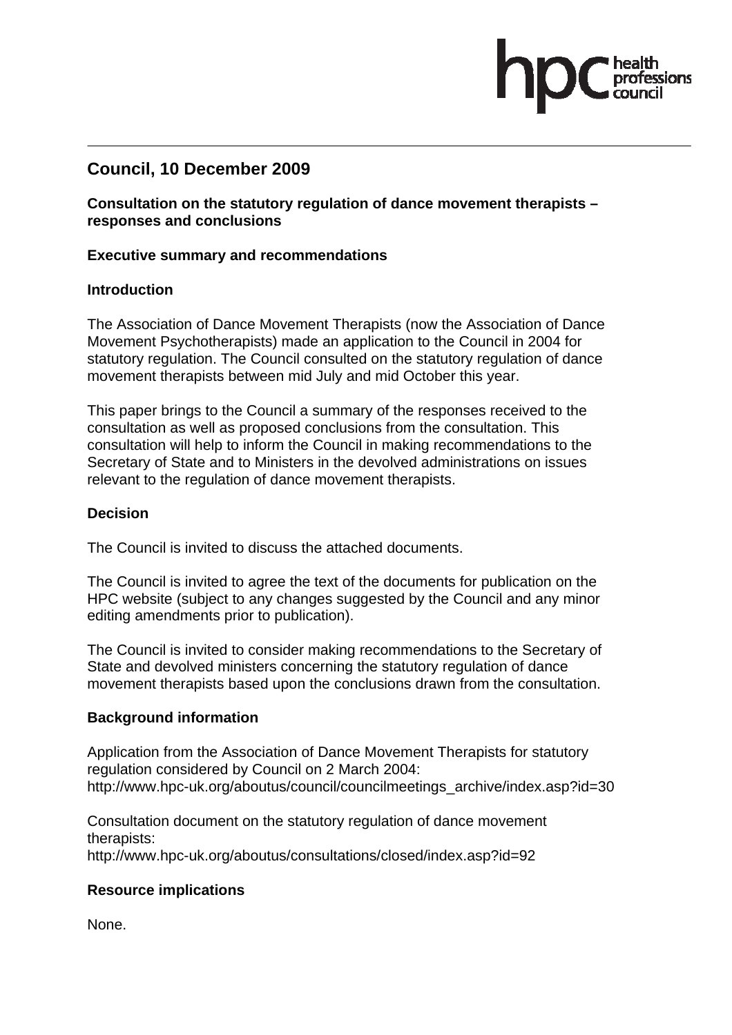# Council, 10 December 2009

**Consultation on the statutory regulation of dance movement therapists – responses and conclusions**

**Executive summary and recommendations**

**Introduction**

The Association of Dance Movement Therapists (now the Association of Dance Movement Psychotherapists) made an application to the Council in 2004 for statutory regulation. The Council consulted on the statutory regulation of dance movement therapists between mid July and mid October this year.

This paper brings to the Council a summary of the responses received to the consultation as well as proposed conclusions from the consultation. This consultation will help to inform the Council in making recommendations to the Secretary of State and to Ministers in the devolved administrations on issues relevant to the regulation of dance movement therapists.

**Decision**

The Council is invited to discuss the attached documents.

The Council is invited to agree the text of the documents for publication on the HPC website (subject to any changes suggested by the Council and any minor editing amendments prior to publication).

The Council is invited to consider making recommendations to the Secretary of State and devolved ministers concerning the statutory regulation of dance movement therapists based upon the conclusions drawn from the consultation.

**Background information**

Application from the Association of Dance Movement Therapists for statutory regulation considered by Council on 2 March 2004:
http://www.hpc-uk.org/aboutus/council/councilmeetings_archive/index.asp?id=30

Consultation document on the statutory regulation of dance movement therapists:
http://www.hpc-uk.org/aboutus/consultations/closed/index.asp?id=92

**Resource implications**

None.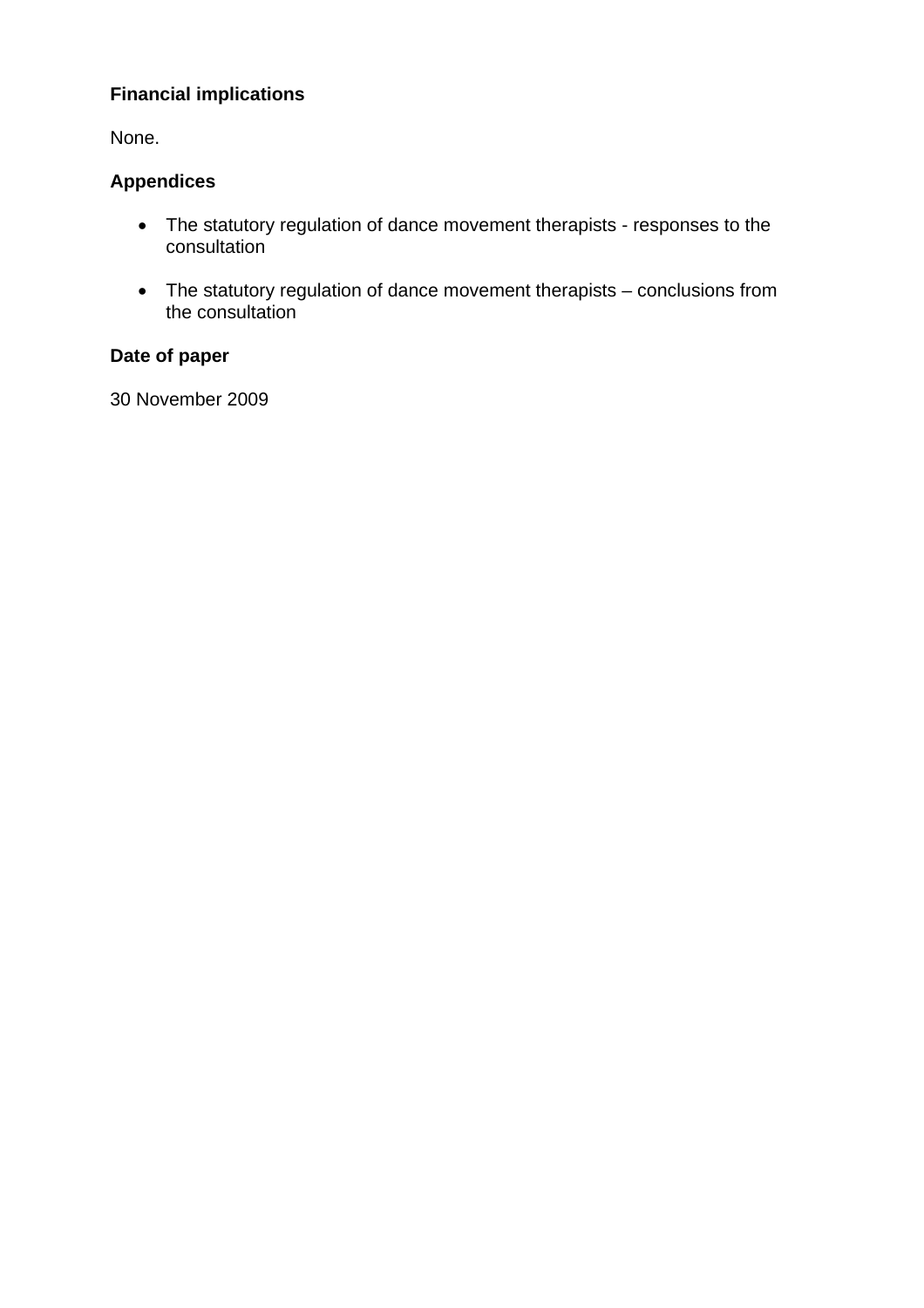**Financial implications**

None.

**Appendices**

- The statutory regulation of dance movement therapists - responses to the consultation
- The statutory regulation of dance movement therapists – conclusions from the consultation

**Date of paper**

30 November 2009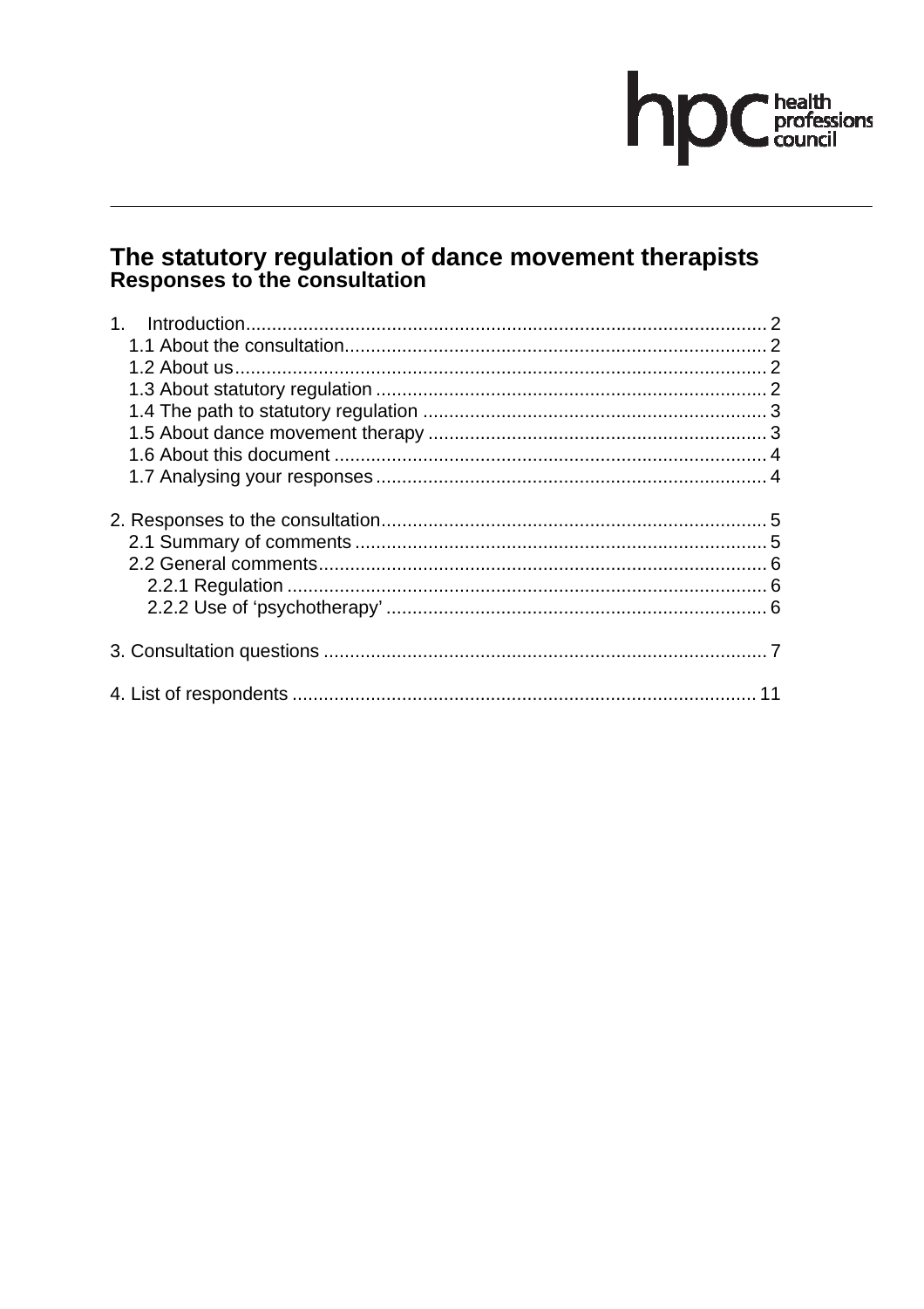# The statutory regulation of dance movement therapists

## Responses to the consultation

1. Introduction ... 2
   - 1.1 About the consultation ... 2
   - 1.2 About us ... 2
   - 1.3 About statutory regulation ... 2
   - 1.4 The path to statutory regulation ... 3
   - 1.5 About dance movement therapy ... 3
   - 1.6 About this document ... 4
   - 1.7 Analysing your responses ... 4

2. Responses to the consultation ... 5
   - 2.1 Summary of comments ... 5
   - 2.2 General comments ... 6
     - 2.2.1 Regulation ... 6
     - 2.2.2 Use of 'psychotherapy' ... 6

3. Consultation questions ... 7

4. List of respondents ... 11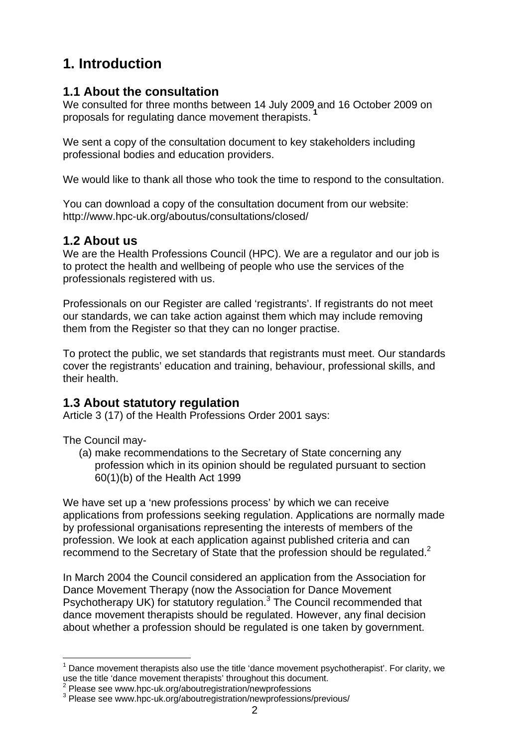# 1. Introduction

## 1.1 About the consultation

We consulted for three months between 14 July 2009 and 16 October 2009 on proposals for regulating dance movement therapists. [1]

We sent a copy of the consultation document to key stakeholders including professional bodies and education providers.

We would like to thank all those who took the time to respond to the consultation.

You can download a copy of the consultation document from our website: http://www.hpc-uk.org/aboutus/consultations/closed/

## 1.2 About us

We are the Health Professions Council (HPC). We are a regulator and our job is to protect the health and wellbeing of people who use the services of the professionals registered with us.

Professionals on our Register are called 'registrants'. If registrants do not meet our standards, we can take action against them which may include removing them from the Register so that they can no longer practise.

To protect the public, we set standards that registrants must meet. Our standards cover the registrants' education and training, behaviour, professional skills, and their health.

## 1.3 About statutory regulation

Article 3 (17) of the Health Professions Order 2001 says:

The Council may-

(a) make recommendations to the Secretary of State concerning any profession which in its opinion should be regulated pursuant to section 60(1)(b) of the Health Act 1999

We have set up a 'new professions process' by which we can receive applications from professions seeking regulation. Applications are normally made by professional organisations representing the interests of members of the profession. We look at each application against published criteria and can recommend to the Secretary of State that the profession should be regulated.[2]

In March 2004 the Council considered an application from the Association for Dance Movement Therapy (now the Association for Dance Movement Psychotherapy UK) for statutory regulation.[3] The Council recommended that dance movement therapists should be regulated. However, any final decision about whether a profession should be regulated is one taken by government.

---

[1] Dance movement therapists also use the title 'dance movement psychotherapist'. For clarity, we use the title 'dance movement therapists' throughout this document.

[2] Please see www.hpc-uk.org/aboutregistration/newprofessions

[3] Please see www.hpc-uk.org/aboutregistration/newprofessions/previous/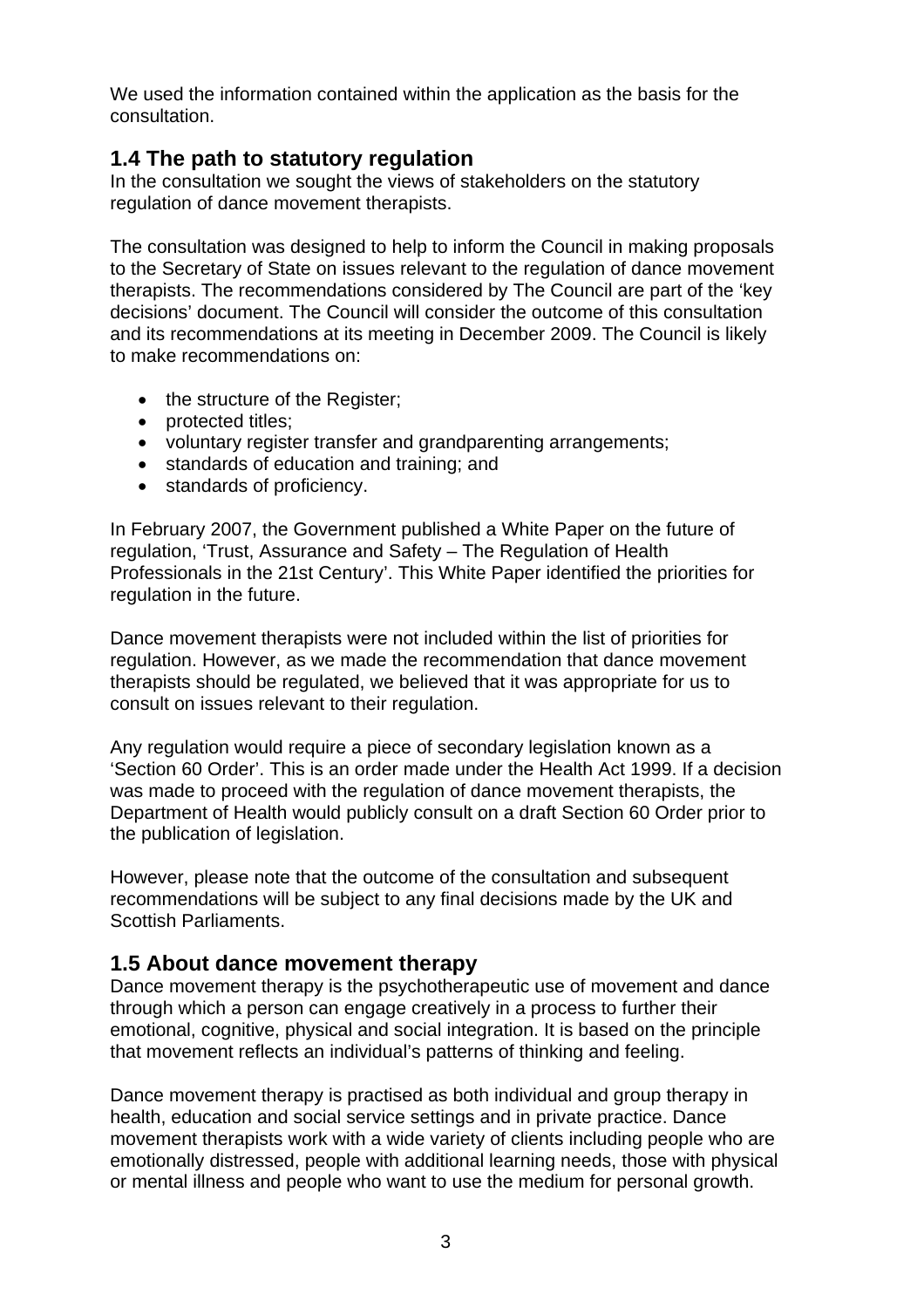We used the information contained within the application as the basis for the consultation.

## 1.4 The path to statutory regulation

In the consultation we sought the views of stakeholders on the statutory regulation of dance movement therapists.

The consultation was designed to help to inform the Council in making proposals to the Secretary of State on issues relevant to the regulation of dance movement therapists. The recommendations considered by The Council are part of the 'key decisions' document. The Council will consider the outcome of this consultation and its recommendations at its meeting in December 2009. The Council is likely to make recommendations on:

- the structure of the Register;
- protected titles;
- voluntary register transfer and grandparenting arrangements;
- standards of education and training; and
- standards of proficiency.

In February 2007, the Government published a White Paper on the future of regulation, 'Trust, Assurance and Safety – The Regulation of Health Professionals in the 21st Century'. This White Paper identified the priorities for regulation in the future.

Dance movement therapists were not included within the list of priorities for regulation. However, as we made the recommendation that dance movement therapists should be regulated, we believed that it was appropriate for us to consult on issues relevant to their regulation.

Any regulation would require a piece of secondary legislation known as a 'Section 60 Order'. This is an order made under the Health Act 1999. If a decision was made to proceed with the regulation of dance movement therapists, the Department of Health would publicly consult on a draft Section 60 Order prior to the publication of legislation.

However, please note that the outcome of the consultation and subsequent recommendations will be subject to any final decisions made by the UK and Scottish Parliaments.

## 1.5 About dance movement therapy

Dance movement therapy is the psychotherapeutic use of movement and dance through which a person can engage creatively in a process to further their emotional, cognitive, physical and social integration. It is based on the principle that movement reflects an individual's patterns of thinking and feeling.

Dance movement therapy is practised as both individual and group therapy in health, education and social service settings and in private practice. Dance movement therapists work with a wide variety of clients including people who are emotionally distressed, people with additional learning needs, those with physical or mental illness and people who want to use the medium for personal growth.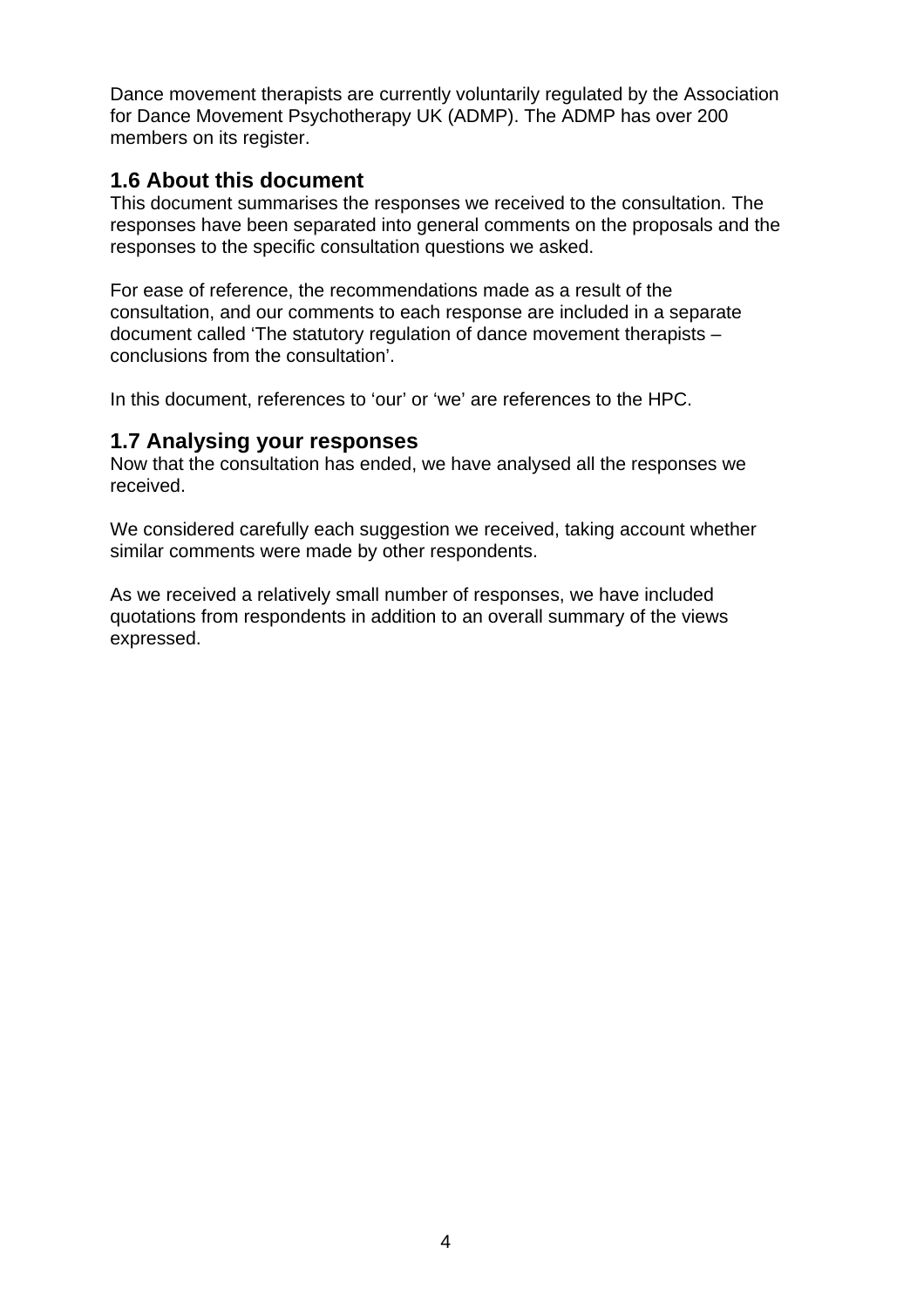Dance movement therapists are currently voluntarily regulated by the Association for Dance Movement Psychotherapy UK (ADMP). The ADMP has over 200 members on its register.

## 1.6 About this document

This document summarises the responses we received to the consultation. The responses have been separated into general comments on the proposals and the responses to the specific consultation questions we asked.

For ease of reference, the recommendations made as a result of the consultation, and our comments to each response are included in a separate document called 'The statutory regulation of dance movement therapists – conclusions from the consultation'.

In this document, references to 'our' or 'we' are references to the HPC.

## 1.7 Analysing your responses

Now that the consultation has ended, we have analysed all the responses we received.

We considered carefully each suggestion we received, taking account whether similar comments were made by other respondents.

As we received a relatively small number of responses, we have included quotations from respondents in addition to an overall summary of the views expressed.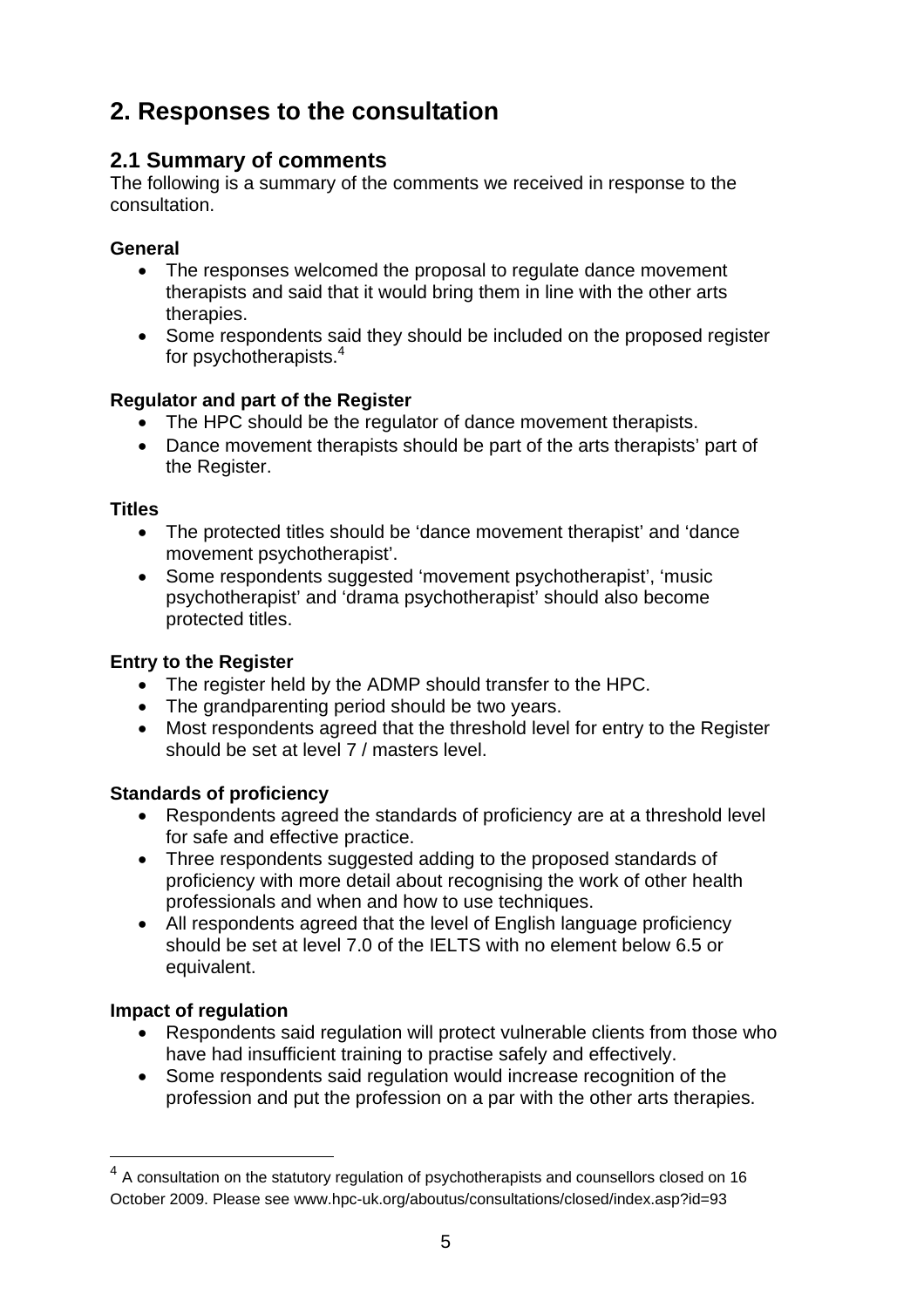# 2. Responses to the consultation

## 2.1 Summary of comments

The following is a summary of the comments we received in response to the consultation.

**General**

- The responses welcomed the proposal to regulate dance movement therapists and said that it would bring them in line with the other arts therapies.
- Some respondents said they should be included on the proposed register for psychotherapists.[4]

**Regulator and part of the Register**

- The HPC should be the regulator of dance movement therapists.
- Dance movement therapists should be part of the arts therapists' part of the Register.

**Titles**

- The protected titles should be 'dance movement therapist' and 'dance movement psychotherapist'.
- Some respondents suggested 'movement psychotherapist', 'music psychotherapist' and 'drama psychotherapist' should also become protected titles.

**Entry to the Register**

- The register held by the ADMP should transfer to the HPC.
- The grandparenting period should be two years.
- Most respondents agreed that the threshold level for entry to the Register should be set at level 7 / masters level.

**Standards of proficiency**

- Respondents agreed the standards of proficiency are at a threshold level for safe and effective practice.
- Three respondents suggested adding to the proposed standards of proficiency with more detail about recognising the work of other health professionals and when and how to use techniques.
- All respondents agreed that the level of English language proficiency should be set at level 7.0 of the IELTS with no element below 6.5 or equivalent.

**Impact of regulation**

- Respondents said regulation will protect vulnerable clients from those who have had insufficient training to practise safely and effectively.
- Some respondents said regulation would increase recognition of the profession and put the profession on a par with the other arts therapies.

---

[4] A consultation on the statutory regulation of psychotherapists and counsellors closed on 16 October 2009. Please see www.hpc-uk.org/aboutus/consultations/closed/index.asp?id=93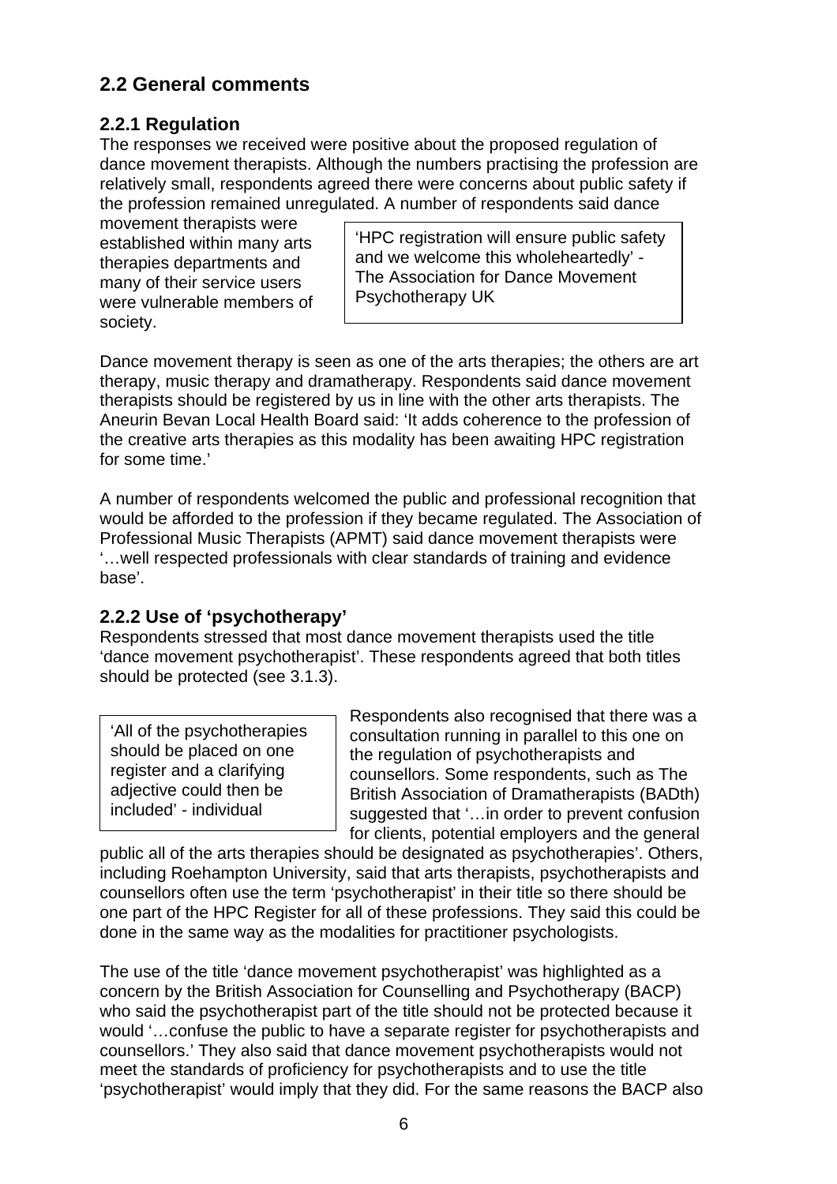## 2.2 General comments

### 2.2.1 Regulation

The responses we received were positive about the proposed regulation of dance movement therapists. Although the numbers practising the profession are relatively small, respondents agreed there were concerns about public safety if the profession remained unregulated. A number of respondents said dance movement therapists were established within many arts therapies departments and many of their service users were vulnerable members of society.

> 'HPC registration will ensure public safety and we welcome this wholeheartedly' - The Association for Dance Movement Psychotherapy UK

Dance movement therapy is seen as one of the arts therapies; the others are art therapy, music therapy and dramatherapy. Respondents said dance movement therapists should be registered by us in line with the other arts therapists. The Aneurin Bevan Local Health Board said: 'It adds coherence to the profession of the creative arts therapies as this modality has been awaiting HPC registration for some time.'

A number of respondents welcomed the public and professional recognition that would be afforded to the profession if they became regulated. The Association of Professional Music Therapists (APMT) said dance movement therapists were '…well respected professionals with clear standards of training and evidence base'.

### 2.2.2 Use of 'psychotherapy'

Respondents stressed that most dance movement therapists used the title 'dance movement psychotherapist'. These respondents agreed that both titles should be protected (see 3.1.3).

> 'All of the psychotherapies should be placed on one register and a clarifying adjective could then be included' - individual

Respondents also recognised that there was a consultation running in parallel to this one on the regulation of psychotherapists and counsellors. Some respondents, such as The British Association of Dramatherapists (BADth) suggested that '…in order to prevent confusion for clients, potential employers and the general public all of the arts therapies should be designated as psychotherapies'. Others, including Roehampton University, said that arts therapists, psychotherapists and counsellors often use the term 'psychotherapist' in their title so there should be one part of the HPC Register for all of these professions. They said this could be done in the same way as the modalities for practitioner psychologists.

The use of the title 'dance movement psychotherapist' was highlighted as a concern by the British Association for Counselling and Psychotherapy (BACP) who said the psychotherapist part of the title should not be protected because it would '…confuse the public to have a separate register for psychotherapists and counsellors.' They also said that dance movement psychotherapists would not meet the standards of proficiency for psychotherapists and to use the title 'psychotherapist' would imply that they did. For the same reasons the BACP also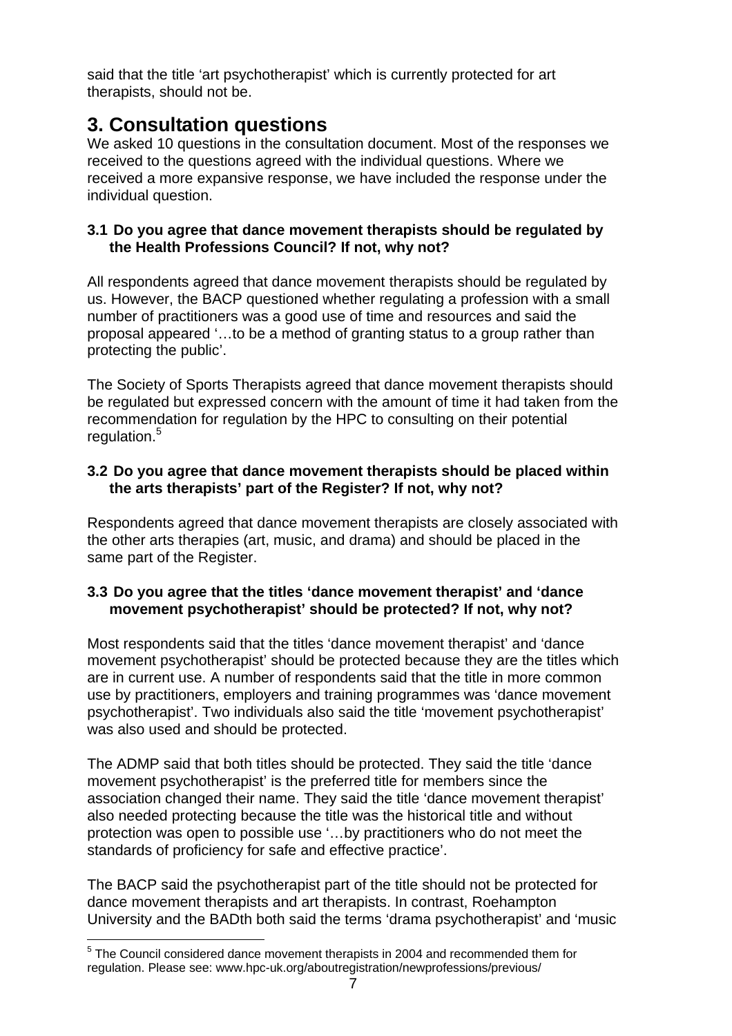said that the title 'art psychotherapist' which is currently protected for art therapists, should not be.

# 3. Consultation questions

We asked 10 questions in the consultation document. Most of the responses we received to the questions agreed with the individual questions. Where we received a more expansive response, we have included the response under the individual question.

### 3.1 Do you agree that dance movement therapists should be regulated by the Health Professions Council? If not, why not?

All respondents agreed that dance movement therapists should be regulated by us. However, the BACP questioned whether regulating a profession with a small number of practitioners was a good use of time and resources and said the proposal appeared '…to be a method of granting status to a group rather than protecting the public'.

The Society of Sports Therapists agreed that dance movement therapists should be regulated but expressed concern with the amount of time it had taken from the recommendation for regulation by the HPC to consulting on their potential regulation.[5]

### 3.2 Do you agree that dance movement therapists should be placed within the arts therapists' part of the Register? If not, why not?

Respondents agreed that dance movement therapists are closely associated with the other arts therapies (art, music, and drama) and should be placed in the same part of the Register.

### 3.3 Do you agree that the titles 'dance movement therapist' and 'dance movement psychotherapist' should be protected? If not, why not?

Most respondents said that the titles 'dance movement therapist' and 'dance movement psychotherapist' should be protected because they are the titles which are in current use. A number of respondents said that the title in more common use by practitioners, employers and training programmes was 'dance movement psychotherapist'. Two individuals also said the title 'movement psychotherapist' was also used and should be protected.

The ADMP said that both titles should be protected. They said the title 'dance movement psychotherapist' is the preferred title for members since the association changed their name. They said the title 'dance movement therapist' also needed protecting because the title was the historical title and without protection was open to possible use '…by practitioners who do not meet the standards of proficiency for safe and effective practice'.

The BACP said the psychotherapist part of the title should not be protected for dance movement therapists and art therapists. In contrast, Roehampton University and the BADth both said the terms 'drama psychotherapist' and 'music

[5] The Council considered dance movement therapists in 2004 and recommended them for regulation. Please see: www.hpc-uk.org/aboutregistration/newprofessions/previous/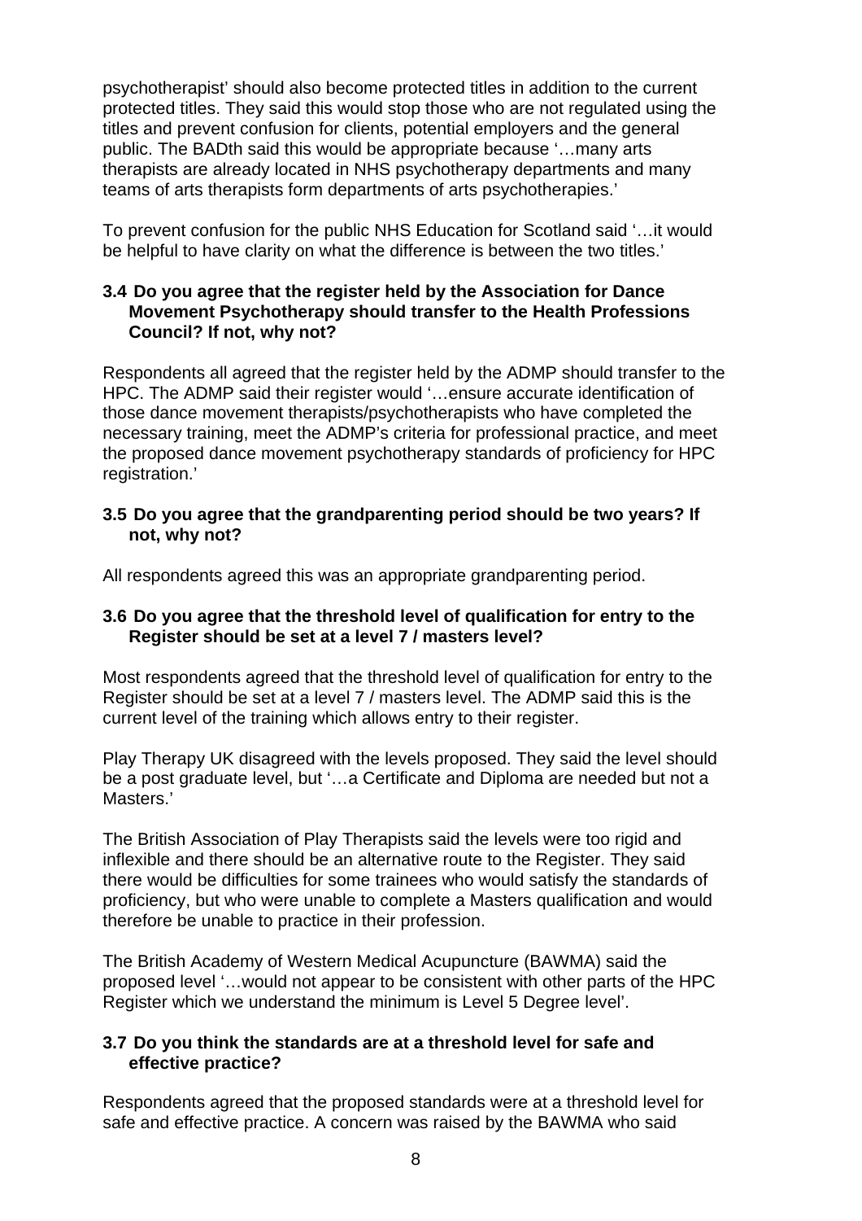psychotherapist' should also become protected titles in addition to the current protected titles. They said this would stop those who are not regulated using the titles and prevent confusion for clients, potential employers and the general public. The BADth said this would be appropriate because '…many arts therapists are already located in NHS psychotherapy departments and many teams of arts therapists form departments of arts psychotherapies.'

To prevent confusion for the public NHS Education for Scotland said '…it would be helpful to have clarity on what the difference is between the two titles.'

### 3.4 Do you agree that the register held by the Association for Dance Movement Psychotherapy should transfer to the Health Professions Council? If not, why not?

Respondents all agreed that the register held by the ADMP should transfer to the HPC. The ADMP said their register would '…ensure accurate identification of those dance movement therapists/psychotherapists who have completed the necessary training, meet the ADMP's criteria for professional practice, and meet the proposed dance movement psychotherapy standards of proficiency for HPC registration.'

### 3.5 Do you agree that the grandparenting period should be two years? If not, why not?

All respondents agreed this was an appropriate grandparenting period.

### 3.6 Do you agree that the threshold level of qualification for entry to the Register should be set at a level 7 / masters level?

Most respondents agreed that the threshold level of qualification for entry to the Register should be set at a level 7 / masters level. The ADMP said this is the current level of the training which allows entry to their register.

Play Therapy UK disagreed with the levels proposed. They said the level should be a post graduate level, but '…a Certificate and Diploma are needed but not a Masters.'

The British Association of Play Therapists said the levels were too rigid and inflexible and there should be an alternative route to the Register. They said there would be difficulties for some trainees who would satisfy the standards of proficiency, but who were unable to complete a Masters qualification and would therefore be unable to practice in their profession.

The British Academy of Western Medical Acupuncture (BAWMA) said the proposed level '…would not appear to be consistent with other parts of the HPC Register which we understand the minimum is Level 5 Degree level'.

### 3.7 Do you think the standards are at a threshold level for safe and effective practice?

Respondents agreed that the proposed standards were at a threshold level for safe and effective practice. A concern was raised by the BAWMA who said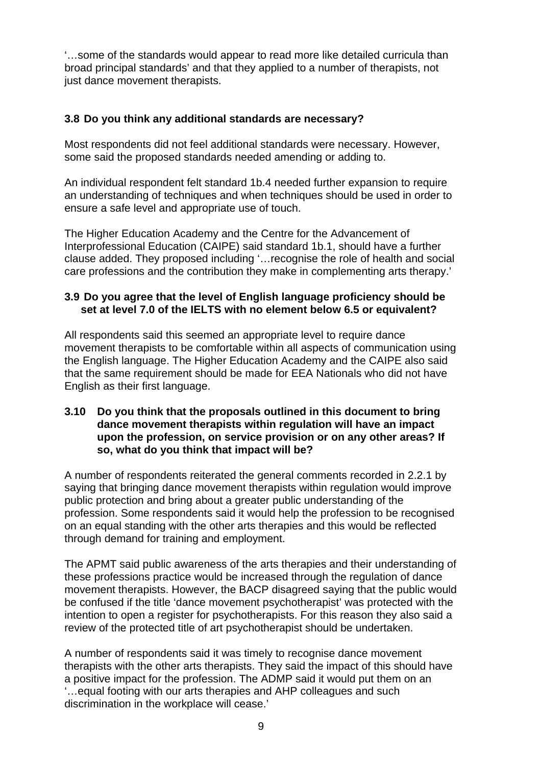'…some of the standards would appear to read more like detailed curricula than broad principal standards' and that they applied to a number of therapists, not just dance movement therapists.

### 3.8 Do you think any additional standards are necessary?

Most respondents did not feel additional standards were necessary. However, some said the proposed standards needed amending or adding to.

An individual respondent felt standard 1b.4 needed further expansion to require an understanding of techniques and when techniques should be used in order to ensure a safe level and appropriate use of touch.

The Higher Education Academy and the Centre for the Advancement of Interprofessional Education (CAIPE) said standard 1b.1, should have a further clause added. They proposed including '…recognise the role of health and social care professions and the contribution they make in complementing arts therapy.'

### 3.9 Do you agree that the level of English language proficiency should be set at level 7.0 of the IELTS with no element below 6.5 or equivalent?

All respondents said this seemed an appropriate level to require dance movement therapists to be comfortable within all aspects of communication using the English language. The Higher Education Academy and the CAIPE also said that the same requirement should be made for EEA Nationals who did not have English as their first language.

### 3.10 Do you think that the proposals outlined in this document to bring dance movement therapists within regulation will have an impact upon the profession, on service provision or on any other areas? If so, what do you think that impact will be?

A number of respondents reiterated the general comments recorded in 2.2.1 by saying that bringing dance movement therapists within regulation would improve public protection and bring about a greater public understanding of the profession. Some respondents said it would help the profession to be recognised on an equal standing with the other arts therapies and this would be reflected through demand for training and employment.

The APMT said public awareness of the arts therapies and their understanding of these professions practice would be increased through the regulation of dance movement therapists. However, the BACP disagreed saying that the public would be confused if the title 'dance movement psychotherapist' was protected with the intention to open a register for psychotherapists. For this reason they also said a review of the protected title of art psychotherapist should be undertaken.

A number of respondents said it was timely to recognise dance movement therapists with the other arts therapists. They said the impact of this should have a positive impact for the profession. The ADMP said it would put them on an '…equal footing with our arts therapies and AHP colleagues and such discrimination in the workplace will cease.'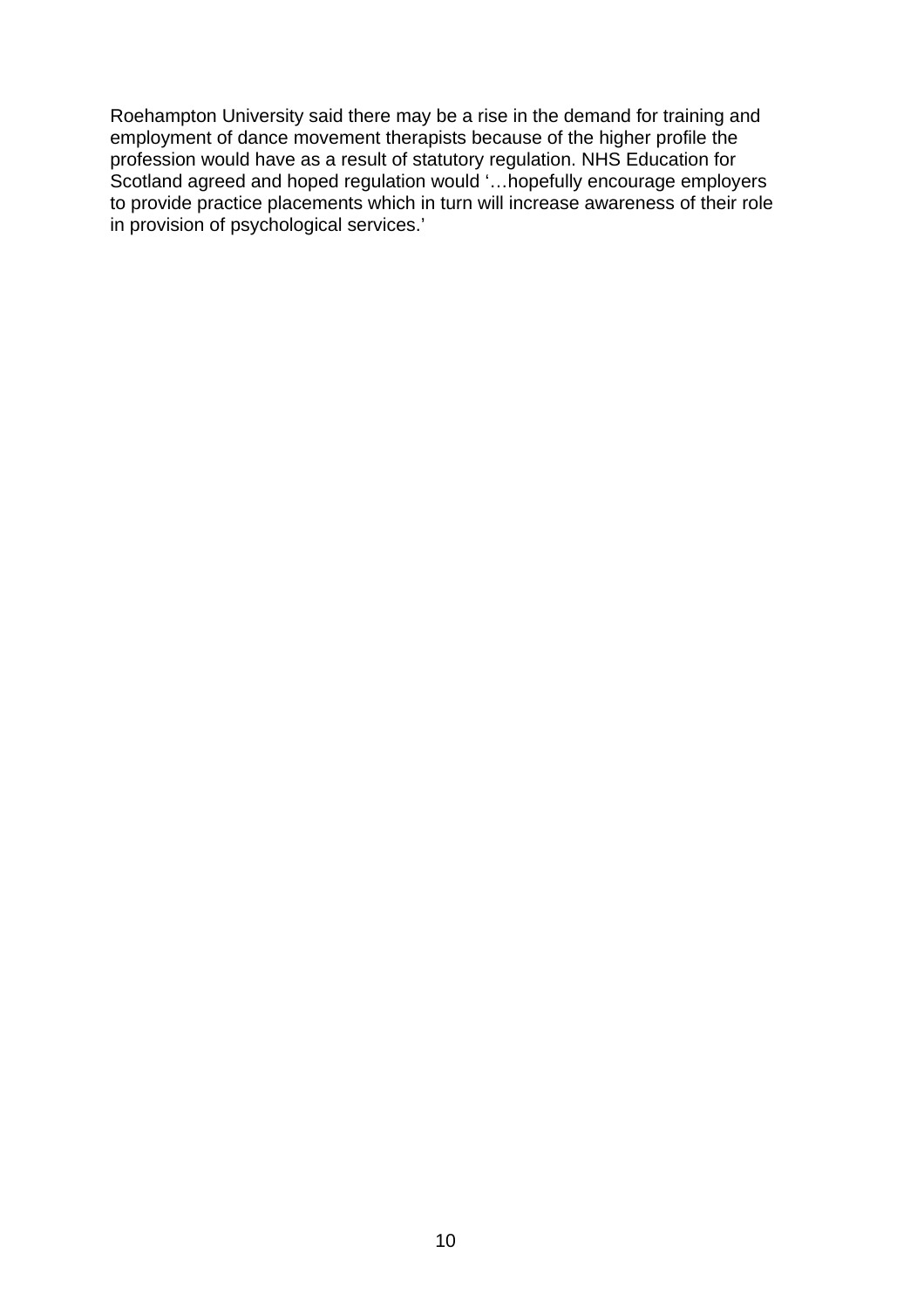Roehampton University said there may be a rise in the demand for training and employment of dance movement therapists because of the higher profile the profession would have as a result of statutory regulation. NHS Education for Scotland agreed and hoped regulation would '…hopefully encourage employers to provide practice placements which in turn will increase awareness of their role in provision of psychological services.'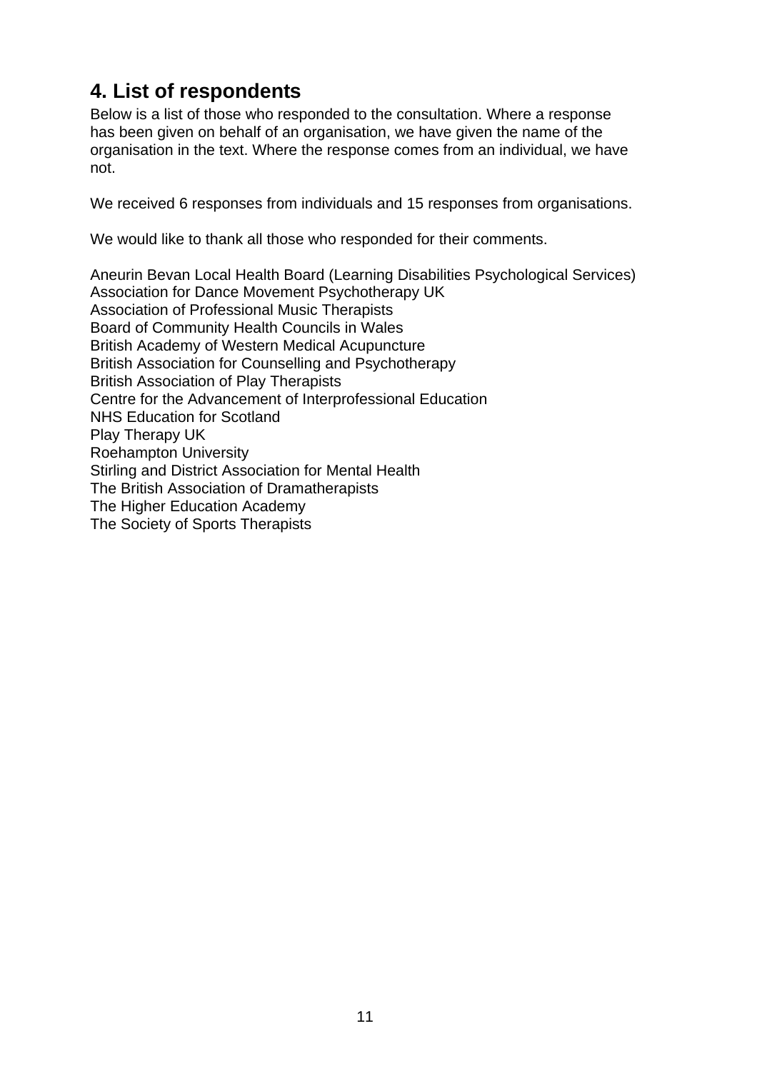## 4. List of respondents

Below is a list of those who responded to the consultation. Where a response has been given on behalf of an organisation, we have given the name of the organisation in the text. Where the response comes from an individual, we have not.

We received 6 responses from individuals and 15 responses from organisations.

We would like to thank all those who responded for their comments.

Aneurin Bevan Local Health Board (Learning Disabilities Psychological Services)
Association for Dance Movement Psychotherapy UK
Association of Professional Music Therapists
Board of Community Health Councils in Wales
British Academy of Western Medical Acupuncture
British Association for Counselling and Psychotherapy
British Association of Play Therapists
Centre for the Advancement of Interprofessional Education
NHS Education for Scotland
Play Therapy UK
Roehampton University
Stirling and District Association for Mental Health
The British Association of Dramatherapists
The Higher Education Academy
The Society of Sports Therapists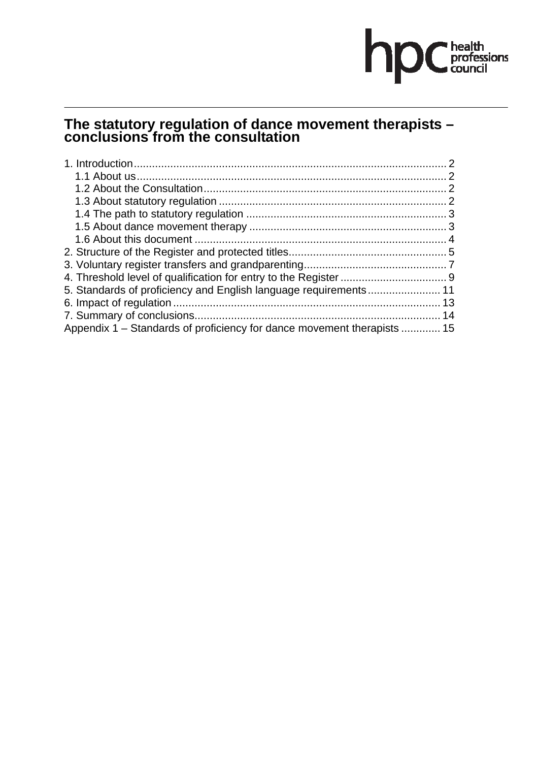# The statutory regulation of dance movement therapists – conclusions from the consultation

1. Introduction .................................................................................................... 2
   1.1 About us .................................................................................................... 2
   1.2 About the Consultation ............................................................................... 2
   1.3 About statutory regulation .......................................................................... 2
   1.4 The path to statutory regulation ................................................................. 3
   1.5 About dance movement therapy ................................................................ 3
   1.6 About this document .................................................................................. 4
2. Structure of the Register and protected titles .................................................... 5
3. Voluntary register transfers and grandparenting ............................................... 7
4. Threshold level of qualification for entry to the Register ................................... 9
5. Standards of proficiency and English language requirements ........................ 11
6. Impact of regulation ........................................................................................ 13
7. Summary of conclusions ................................................................................. 14
Appendix 1 – Standards of proficiency for dance movement therapists ............. 15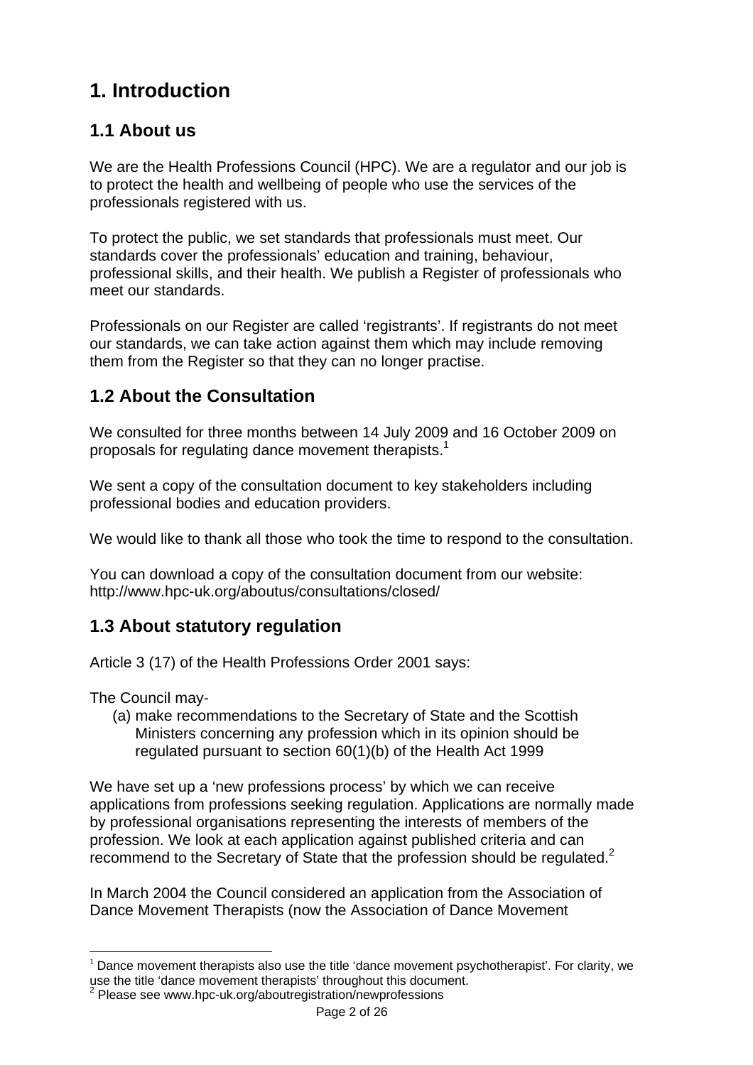# 1. Introduction

## 1.1 About us

We are the Health Professions Council (HPC). We are a regulator and our job is to protect the health and wellbeing of people who use the services of the professionals registered with us.

To protect the public, we set standards that professionals must meet. Our standards cover the professionals' education and training, behaviour, professional skills, and their health. We publish a Register of professionals who meet our standards.

Professionals on our Register are called 'registrants'. If registrants do not meet our standards, we can take action against them which may include removing them from the Register so that they can no longer practise.

## 1.2 About the Consultation

We consulted for three months between 14 July 2009 and 16 October 2009 on proposals for regulating dance movement therapists.[1]

We sent a copy of the consultation document to key stakeholders including professional bodies and education providers.

We would like to thank all those who took the time to respond to the consultation.

You can download a copy of the consultation document from our website: http://www.hpc-uk.org/aboutus/consultations/closed/

## 1.3 About statutory regulation

Article 3 (17) of the Health Professions Order 2001 says:

The Council may-

(a) make recommendations to the Secretary of State and the Scottish Ministers concerning any profession which in its opinion should be regulated pursuant to section 60(1)(b) of the Health Act 1999

We have set up a 'new professions process' by which we can receive applications from professions seeking regulation. Applications are normally made by professional organisations representing the interests of members of the profession. We look at each application against published criteria and can recommend to the Secretary of State that the profession should be regulated.[2]

In March 2004 the Council considered an application from the Association of Dance Movement Therapists (now the Association of Dance Movement

---

[1] Dance movement therapists also use the title 'dance movement psychotherapist'. For clarity, we use the title 'dance movement therapists' throughout this document.

[2] Please see www.hpc-uk.org/aboutregistration/newprofessions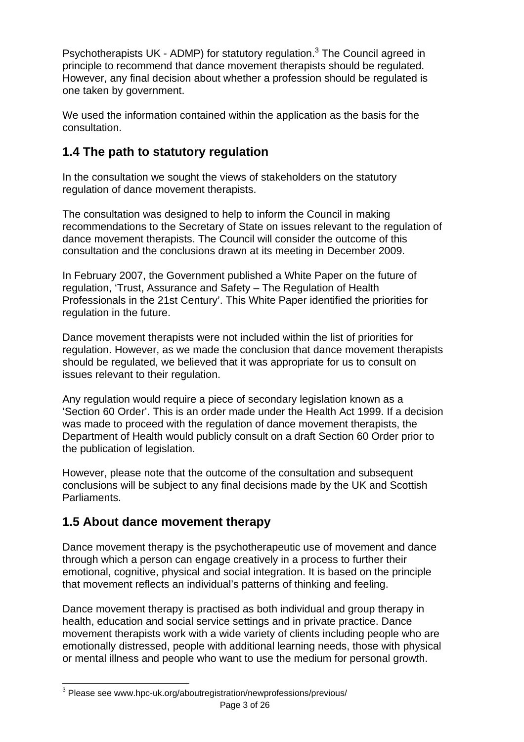Psychotherapists UK - ADMP) for statutory regulation.[3] The Council agreed in principle to recommend that dance movement therapists should be regulated. However, any final decision about whether a profession should be regulated is one taken by government.

We used the information contained within the application as the basis for the consultation.

## 1.4 The path to statutory regulation

In the consultation we sought the views of stakeholders on the statutory regulation of dance movement therapists.

The consultation was designed to help to inform the Council in making recommendations to the Secretary of State on issues relevant to the regulation of dance movement therapists. The Council will consider the outcome of this consultation and the conclusions drawn at its meeting in December 2009.

In February 2007, the Government published a White Paper on the future of regulation, 'Trust, Assurance and Safety – The Regulation of Health Professionals in the 21st Century'. This White Paper identified the priorities for regulation in the future.

Dance movement therapists were not included within the list of priorities for regulation. However, as we made the conclusion that dance movement therapists should be regulated, we believed that it was appropriate for us to consult on issues relevant to their regulation.

Any regulation would require a piece of secondary legislation known as a 'Section 60 Order'. This is an order made under the Health Act 1999. If a decision was made to proceed with the regulation of dance movement therapists, the Department of Health would publicly consult on a draft Section 60 Order prior to the publication of legislation.

However, please note that the outcome of the consultation and subsequent conclusions will be subject to any final decisions made by the UK and Scottish Parliaments.

## 1.5 About dance movement therapy

Dance movement therapy is the psychotherapeutic use of movement and dance through which a person can engage creatively in a process to further their emotional, cognitive, physical and social integration. It is based on the principle that movement reflects an individual's patterns of thinking and feeling.

Dance movement therapy is practised as both individual and group therapy in health, education and social service settings and in private practice. Dance movement therapists work with a wide variety of clients including people who are emotionally distressed, people with additional learning needs, those with physical or mental illness and people who want to use the medium for personal growth.

[3] Please see www.hpc-uk.org/aboutregistration/newprofessions/previous/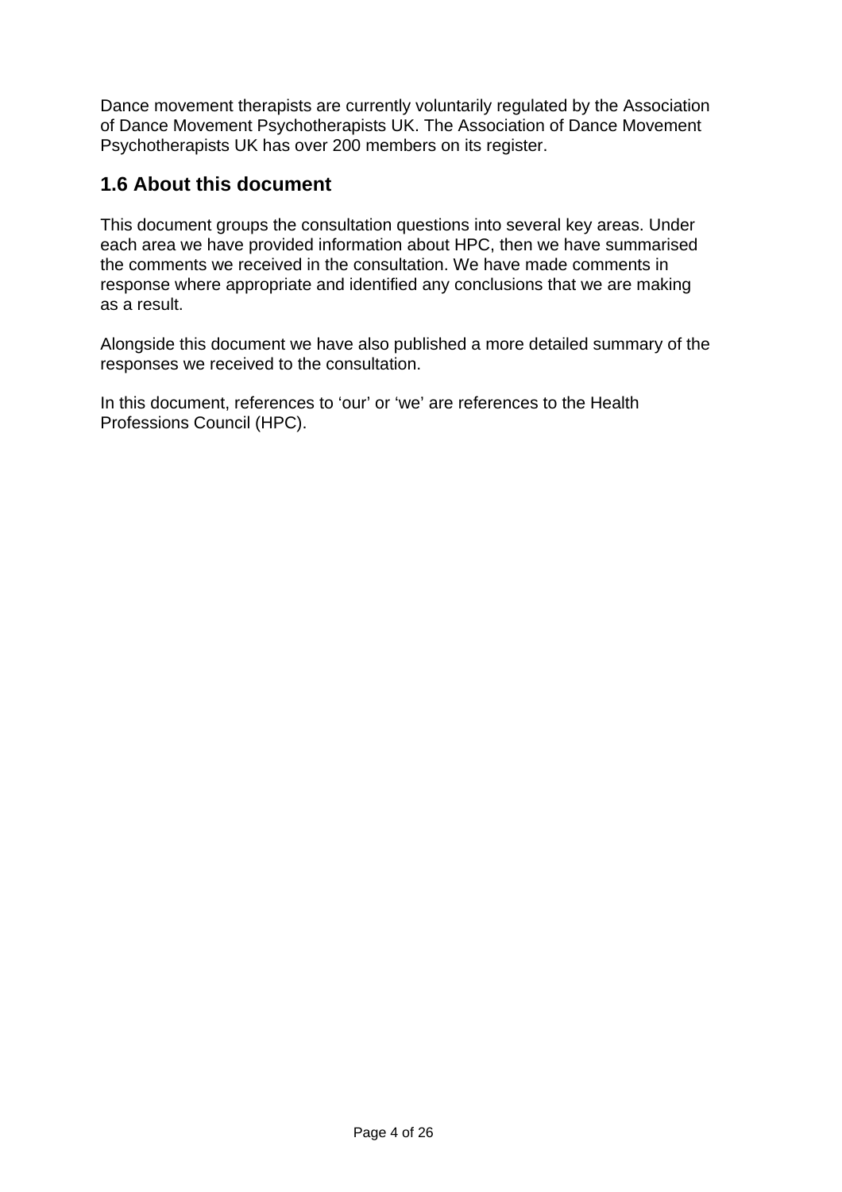Dance movement therapists are currently voluntarily regulated by the Association of Dance Movement Psychotherapists UK. The Association of Dance Movement Psychotherapists UK has over 200 members on its register.

## 1.6 About this document

This document groups the consultation questions into several key areas. Under each area we have provided information about HPC, then we have summarised the comments we received in the consultation. We have made comments in response where appropriate and identified any conclusions that we are making as a result.

Alongside this document we have also published a more detailed summary of the responses we received to the consultation.

In this document, references to 'our' or 'we' are references to the Health Professions Council (HPC).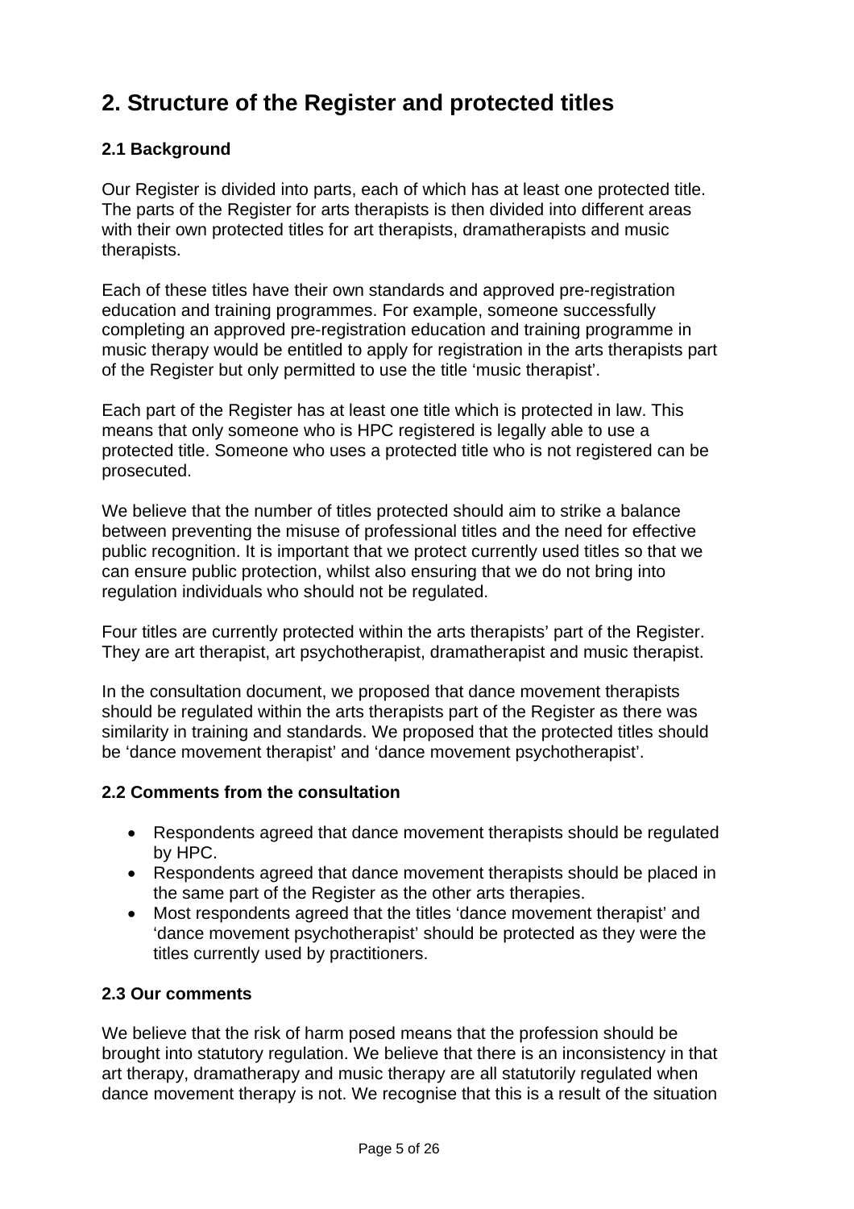## 2. Structure of the Register and protected titles

### 2.1 Background

Our Register is divided into parts, each of which has at least one protected title. The parts of the Register for arts therapists is then divided into different areas with their own protected titles for art therapists, dramatherapists and music therapists.

Each of these titles have their own standards and approved pre-registration education and training programmes. For example, someone successfully completing an approved pre-registration education and training programme in music therapy would be entitled to apply for registration in the arts therapists part of the Register but only permitted to use the title 'music therapist'.

Each part of the Register has at least one title which is protected in law. This means that only someone who is HPC registered is legally able to use a protected title. Someone who uses a protected title who is not registered can be prosecuted.

We believe that the number of titles protected should aim to strike a balance between preventing the misuse of professional titles and the need for effective public recognition. It is important that we protect currently used titles so that we can ensure public protection, whilst also ensuring that we do not bring into regulation individuals who should not be regulated.

Four titles are currently protected within the arts therapists' part of the Register. They are art therapist, art psychotherapist, dramatherapist and music therapist.

In the consultation document, we proposed that dance movement therapists should be regulated within the arts therapists part of the Register as there was similarity in training and standards. We proposed that the protected titles should be 'dance movement therapist' and 'dance movement psychotherapist'.

### 2.2 Comments from the consultation

- Respondents agreed that dance movement therapists should be regulated by HPC.
- Respondents agreed that dance movement therapists should be placed in the same part of the Register as the other arts therapies.
- Most respondents agreed that the titles 'dance movement therapist' and 'dance movement psychotherapist' should be protected as they were the titles currently used by practitioners.

### 2.3 Our comments

We believe that the risk of harm posed means that the profession should be brought into statutory regulation. We believe that there is an inconsistency in that art therapy, dramatherapy and music therapy are all statutorily regulated when dance movement therapy is not. We recognise that this is a result of the situation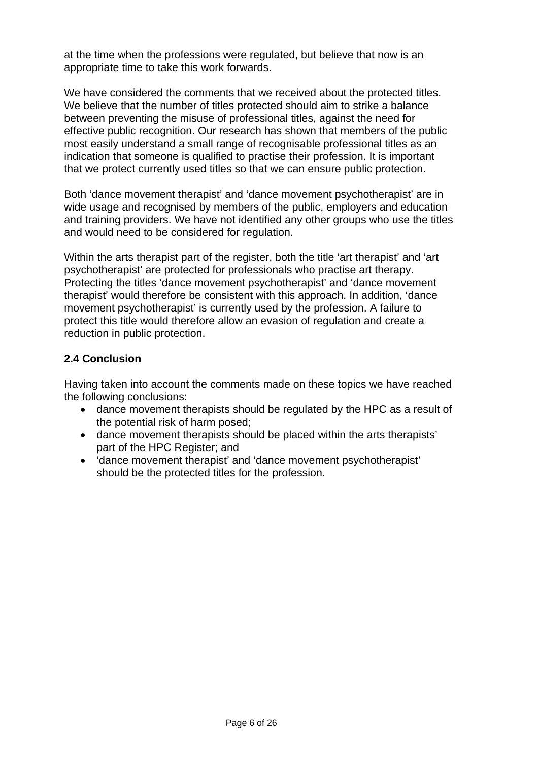at the time when the professions were regulated, but believe that now is an appropriate time to take this work forwards.

We have considered the comments that we received about the protected titles. We believe that the number of titles protected should aim to strike a balance between preventing the misuse of professional titles, against the need for effective public recognition. Our research has shown that members of the public most easily understand a small range of recognisable professional titles as an indication that someone is qualified to practise their profession. It is important that we protect currently used titles so that we can ensure public protection.

Both 'dance movement therapist' and 'dance movement psychotherapist' are in wide usage and recognised by members of the public, employers and education and training providers. We have not identified any other groups who use the titles and would need to be considered for regulation.

Within the arts therapist part of the register, both the title 'art therapist' and 'art psychotherapist' are protected for professionals who practise art therapy. Protecting the titles 'dance movement psychotherapist' and 'dance movement therapist' would therefore be consistent with this approach. In addition, 'dance movement psychotherapist' is currently used by the profession. A failure to protect this title would therefore allow an evasion of regulation and create a reduction in public protection.

### 2.4 Conclusion

Having taken into account the comments made on these topics we have reached the following conclusions:

- dance movement therapists should be regulated by the HPC as a result of the potential risk of harm posed;
- dance movement therapists should be placed within the arts therapists' part of the HPC Register; and
- 'dance movement therapist' and 'dance movement psychotherapist' should be the protected titles for the profession.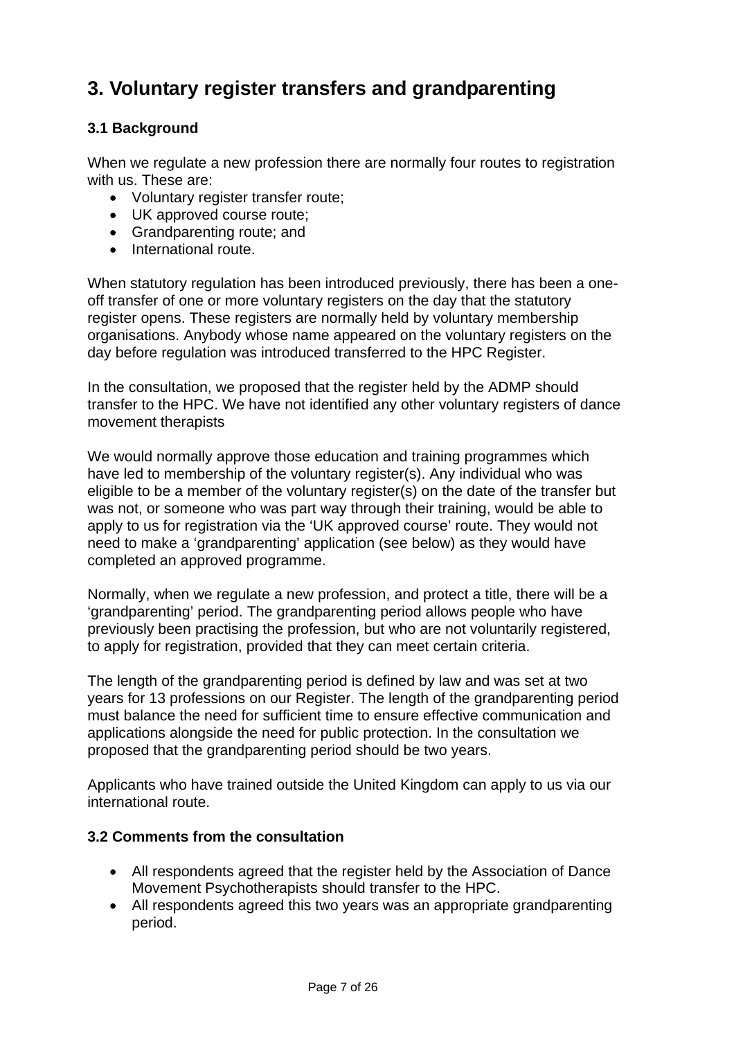## 3. Voluntary register transfers and grandparenting

### 3.1 Background

When we regulate a new profession there are normally four routes to registration with us. These are:

- Voluntary register transfer route;
- UK approved course route;
- Grandparenting route; and
- International route.

When statutory regulation has been introduced previously, there has been a one-off transfer of one or more voluntary registers on the day that the statutory register opens. These registers are normally held by voluntary membership organisations. Anybody whose name appeared on the voluntary registers on the day before regulation was introduced transferred to the HPC Register.

In the consultation, we proposed that the register held by the ADMP should transfer to the HPC. We have not identified any other voluntary registers of dance movement therapists

We would normally approve those education and training programmes which have led to membership of the voluntary register(s). Any individual who was eligible to be a member of the voluntary register(s) on the date of the transfer but was not, or someone who was part way through their training, would be able to apply to us for registration via the 'UK approved course' route. They would not need to make a 'grandparenting' application (see below) as they would have completed an approved programme.

Normally, when we regulate a new profession, and protect a title, there will be a 'grandparenting' period. The grandparenting period allows people who have previously been practising the profession, but who are not voluntarily registered, to apply for registration, provided that they can meet certain criteria.

The length of the grandparenting period is defined by law and was set at two years for 13 professions on our Register. The length of the grandparenting period must balance the need for sufficient time to ensure effective communication and applications alongside the need for public protection. In the consultation we proposed that the grandparenting period should be two years.

Applicants who have trained outside the United Kingdom can apply to us via our international route.

### 3.2 Comments from the consultation

- All respondents agreed that the register held by the Association of Dance Movement Psychotherapists should transfer to the HPC.
- All respondents agreed this two years was an appropriate grandparenting period.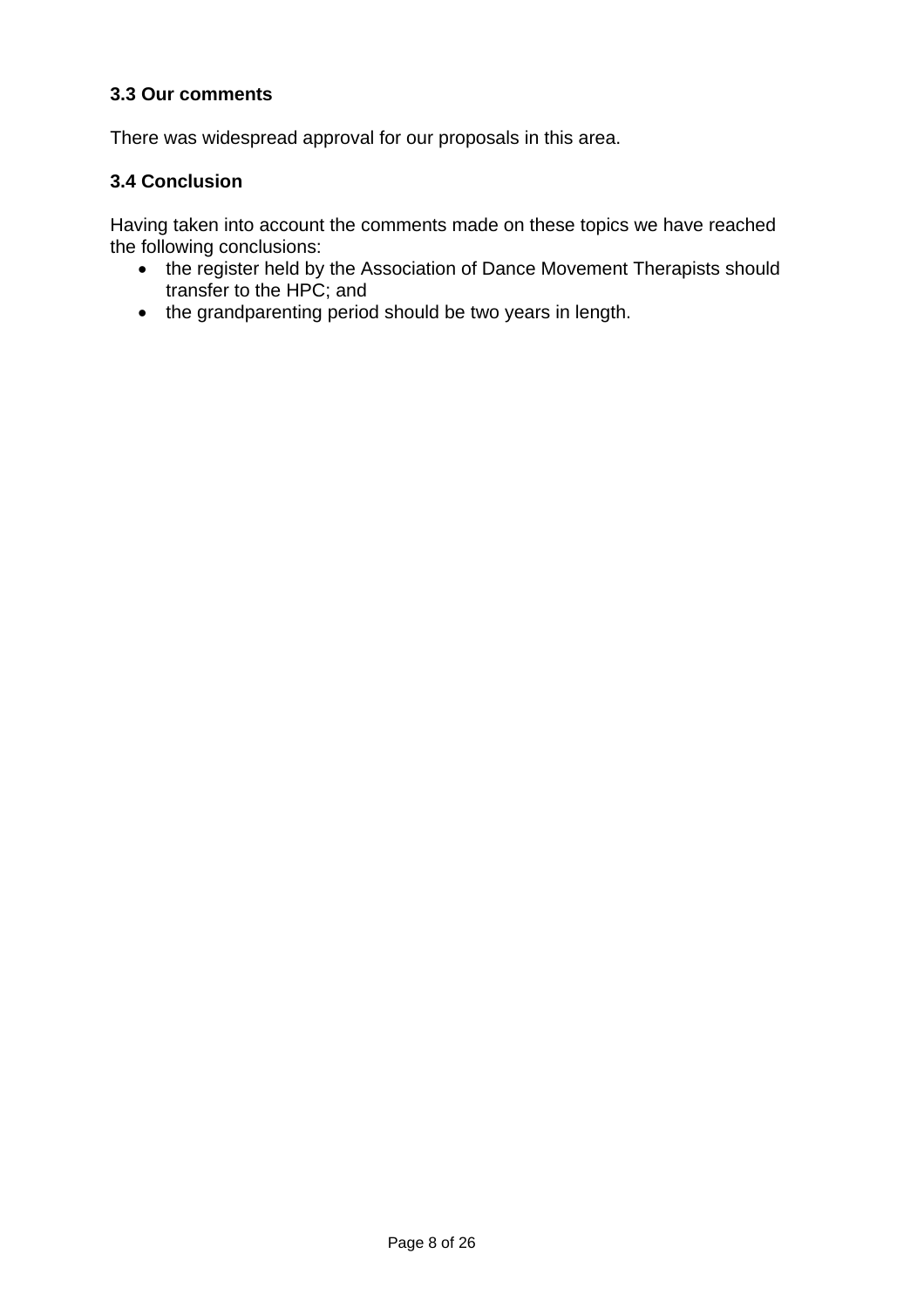### 3.3 Our comments

There was widespread approval for our proposals in this area.

### 3.4 Conclusion

Having taken into account the comments made on these topics we have reached the following conclusions:

- the register held by the Association of Dance Movement Therapists should transfer to the HPC; and
- the grandparenting period should be two years in length.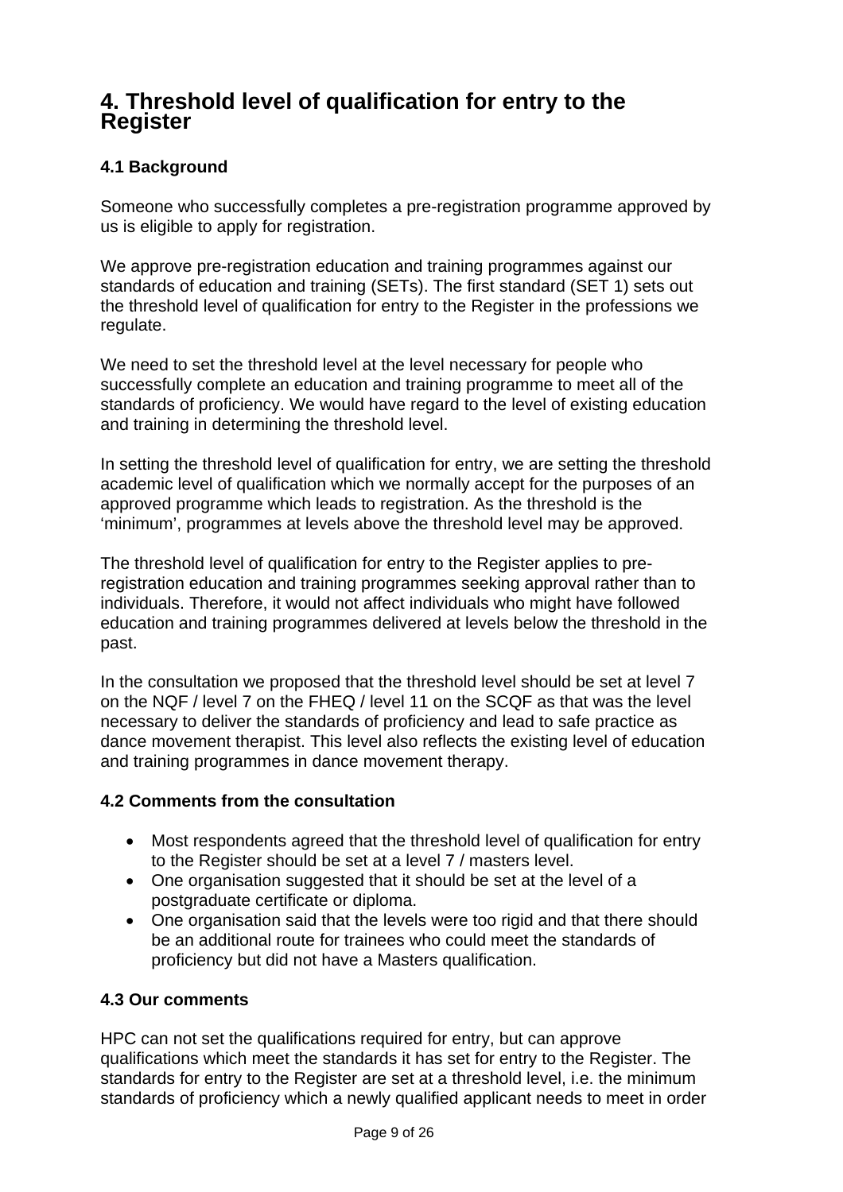## 4. Threshold level of qualification for entry to the Register

### 4.1 Background

Someone who successfully completes a pre-registration programme approved by us is eligible to apply for registration.

We approve pre-registration education and training programmes against our standards of education and training (SETs). The first standard (SET 1) sets out the threshold level of qualification for entry to the Register in the professions we regulate.

We need to set the threshold level at the level necessary for people who successfully complete an education and training programme to meet all of the standards of proficiency. We would have regard to the level of existing education and training in determining the threshold level.

In setting the threshold level of qualification for entry, we are setting the threshold academic level of qualification which we normally accept for the purposes of an approved programme which leads to registration. As the threshold is the 'minimum', programmes at levels above the threshold level may be approved.

The threshold level of qualification for entry to the Register applies to pre-registration education and training programmes seeking approval rather than to individuals. Therefore, it would not affect individuals who might have followed education and training programmes delivered at levels below the threshold in the past.

In the consultation we proposed that the threshold level should be set at level 7 on the NQF / level 7 on the FHEQ / level 11 on the SCQF as that was the level necessary to deliver the standards of proficiency and lead to safe practice as dance movement therapist. This level also reflects the existing level of education and training programmes in dance movement therapy.

### 4.2 Comments from the consultation

- Most respondents agreed that the threshold level of qualification for entry to the Register should be set at a level 7 / masters level.
- One organisation suggested that it should be set at the level of a postgraduate certificate or diploma.
- One organisation said that the levels were too rigid and that there should be an additional route for trainees who could meet the standards of proficiency but did not have a Masters qualification.

### 4.3 Our comments

HPC can not set the qualifications required for entry, but can approve qualifications which meet the standards it has set for entry to the Register. The standards for entry to the Register are set at a threshold level, i.e. the minimum standards of proficiency which a newly qualified applicant needs to meet in order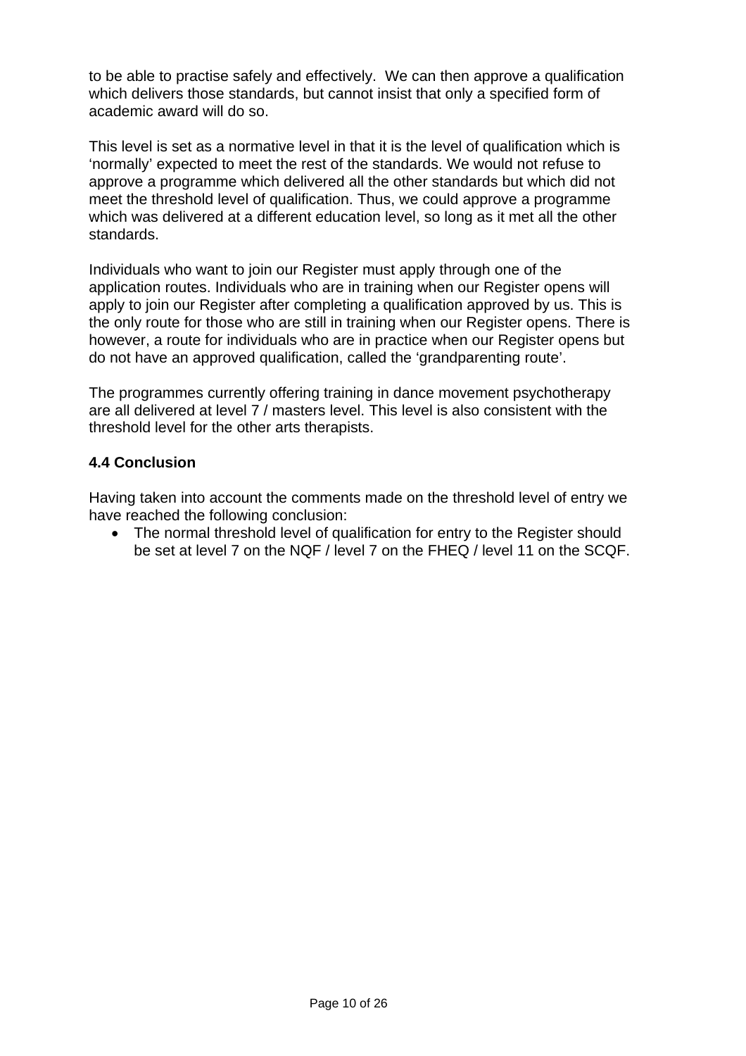to be able to practise safely and effectively. We can then approve a qualification which delivers those standards, but cannot insist that only a specified form of academic award will do so.

This level is set as a normative level in that it is the level of qualification which is 'normally' expected to meet the rest of the standards. We would not refuse to approve a programme which delivered all the other standards but which did not meet the threshold level of qualification. Thus, we could approve a programme which was delivered at a different education level, so long as it met all the other standards.

Individuals who want to join our Register must apply through one of the application routes. Individuals who are in training when our Register opens will apply to join our Register after completing a qualification approved by us. This is the only route for those who are still in training when our Register opens. There is however, a route for individuals who are in practice when our Register opens but do not have an approved qualification, called the 'grandparenting route'.

The programmes currently offering training in dance movement psychotherapy are all delivered at level 7 / masters level. This level is also consistent with the threshold level for the other arts therapists.

### 4.4 Conclusion

Having taken into account the comments made on the threshold level of entry we have reached the following conclusion:

- The normal threshold level of qualification for entry to the Register should be set at level 7 on the NQF / level 7 on the FHEQ / level 11 on the SCQF.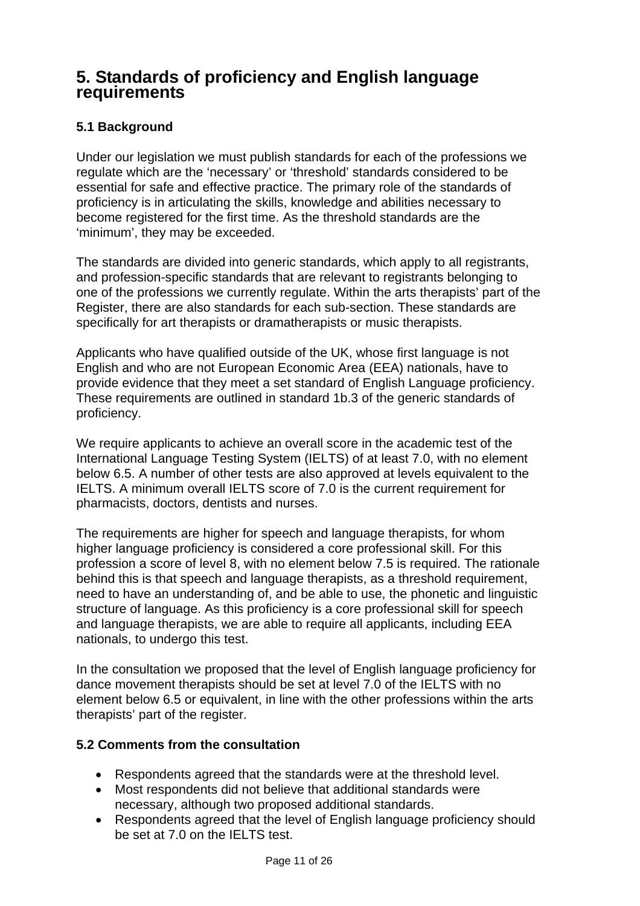## 5. Standards of proficiency and English language requirements

### 5.1 Background

Under our legislation we must publish standards for each of the professions we regulate which are the 'necessary' or 'threshold' standards considered to be essential for safe and effective practice. The primary role of the standards of proficiency is in articulating the skills, knowledge and abilities necessary to become registered for the first time. As the threshold standards are the 'minimum', they may be exceeded.

The standards are divided into generic standards, which apply to all registrants, and profession-specific standards that are relevant to registrants belonging to one of the professions we currently regulate. Within the arts therapists' part of the Register, there are also standards for each sub-section. These standards are specifically for art therapists or dramatherapists or music therapists.

Applicants who have qualified outside of the UK, whose first language is not English and who are not European Economic Area (EEA) nationals, have to provide evidence that they meet a set standard of English Language proficiency. These requirements are outlined in standard 1b.3 of the generic standards of proficiency.

We require applicants to achieve an overall score in the academic test of the International Language Testing System (IELTS) of at least 7.0, with no element below 6.5. A number of other tests are also approved at levels equivalent to the IELTS. A minimum overall IELTS score of 7.0 is the current requirement for pharmacists, doctors, dentists and nurses.

The requirements are higher for speech and language therapists, for whom higher language proficiency is considered a core professional skill. For this profession a score of level 8, with no element below 7.5 is required. The rationale behind this is that speech and language therapists, as a threshold requirement, need to have an understanding of, and be able to use, the phonetic and linguistic structure of language. As this proficiency is a core professional skill for speech and language therapists, we are able to require all applicants, including EEA nationals, to undergo this test.

In the consultation we proposed that the level of English language proficiency for dance movement therapists should be set at level 7.0 of the IELTS with no element below 6.5 or equivalent, in line with the other professions within the arts therapists' part of the register.

### 5.2 Comments from the consultation

- Respondents agreed that the standards were at the threshold level.
- Most respondents did not believe that additional standards were necessary, although two proposed additional standards.
- Respondents agreed that the level of English language proficiency should be set at 7.0 on the IELTS test.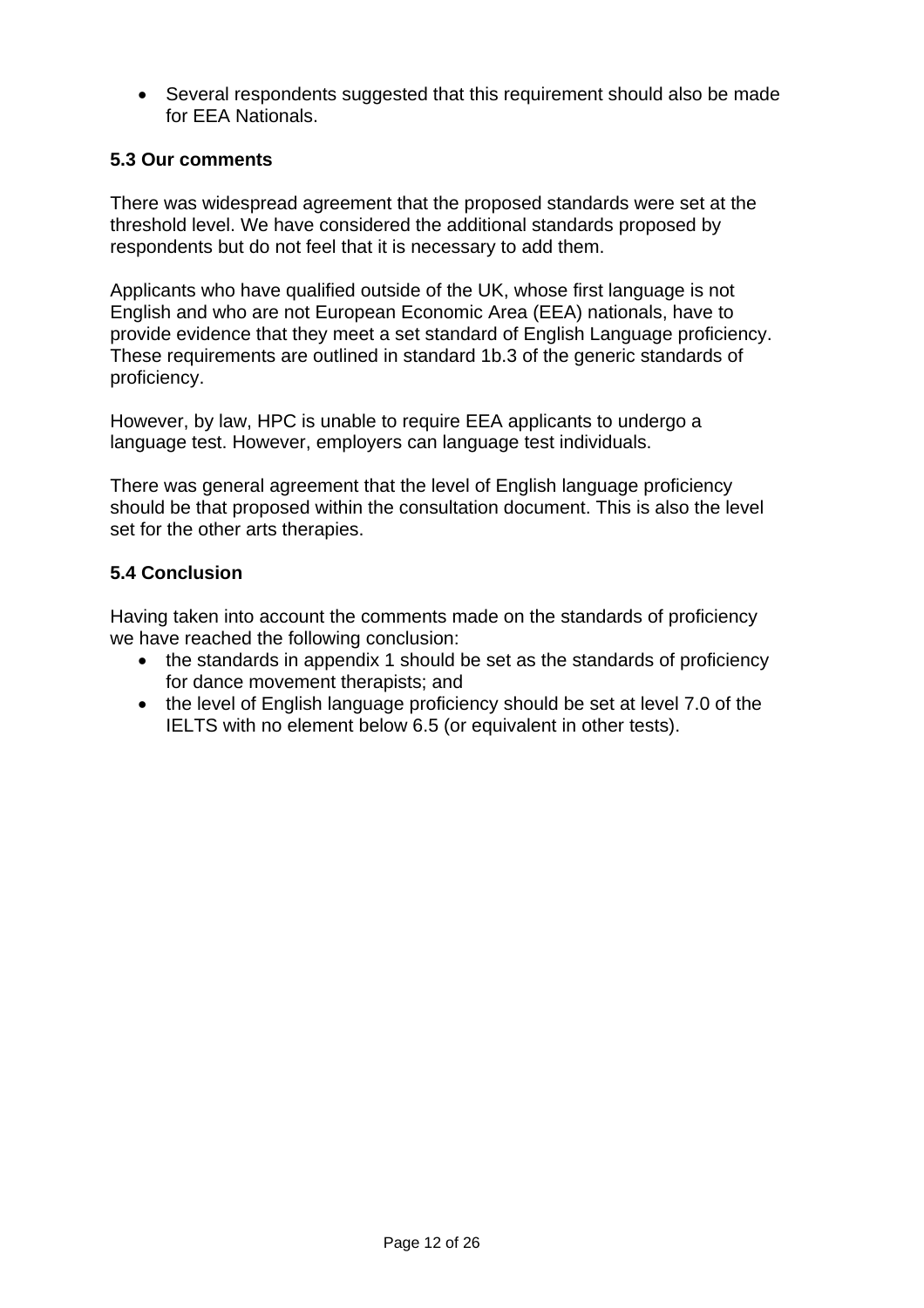- Several respondents suggested that this requirement should also be made for EEA Nationals.

### 5.3 Our comments

There was widespread agreement that the proposed standards were set at the threshold level. We have considered the additional standards proposed by respondents but do not feel that it is necessary to add them.

Applicants who have qualified outside of the UK, whose first language is not English and who are not European Economic Area (EEA) nationals, have to provide evidence that they meet a set standard of English Language proficiency. These requirements are outlined in standard 1b.3 of the generic standards of proficiency.

However, by law, HPC is unable to require EEA applicants to undergo a language test. However, employers can language test individuals.

There was general agreement that the level of English language proficiency should be that proposed within the consultation document. This is also the level set for the other arts therapies.

### 5.4 Conclusion

Having taken into account the comments made on the standards of proficiency we have reached the following conclusion:

- the standards in appendix 1 should be set as the standards of proficiency for dance movement therapists; and
- the level of English language proficiency should be set at level 7.0 of the IELTS with no element below 6.5 (or equivalent in other tests).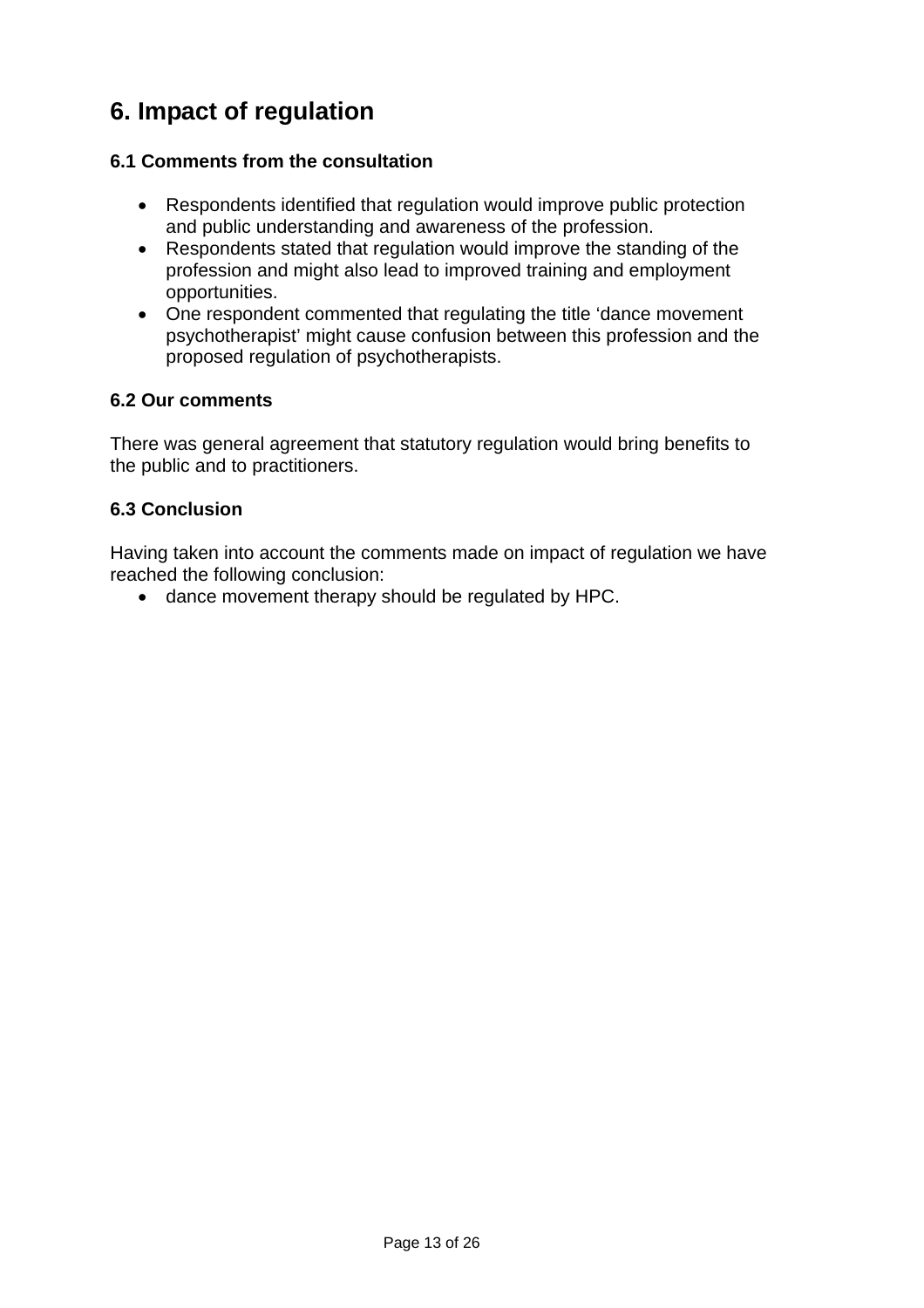# 6. Impact of regulation

### 6.1 Comments from the consultation

- Respondents identified that regulation would improve public protection and public understanding and awareness of the profession.
- Respondents stated that regulation would improve the standing of the profession and might also lead to improved training and employment opportunities.
- One respondent commented that regulating the title 'dance movement psychotherapist' might cause confusion between this profession and the proposed regulation of psychotherapists.

### 6.2 Our comments

There was general agreement that statutory regulation would bring benefits to the public and to practitioners.

### 6.3 Conclusion

Having taken into account the comments made on impact of regulation we have reached the following conclusion:

- dance movement therapy should be regulated by HPC.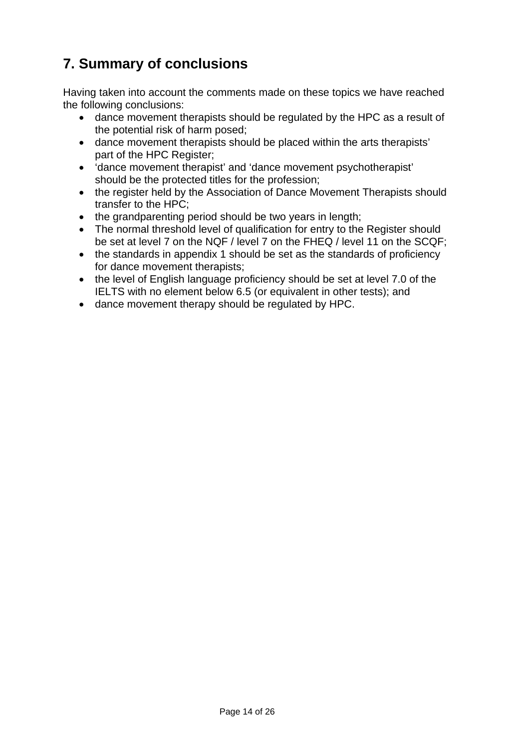## 7. Summary of conclusions

Having taken into account the comments made on these topics we have reached the following conclusions:

- dance movement therapists should be regulated by the HPC as a result of the potential risk of harm posed;
- dance movement therapists should be placed within the arts therapists' part of the HPC Register;
- 'dance movement therapist' and 'dance movement psychotherapist' should be the protected titles for the profession;
- the register held by the Association of Dance Movement Therapists should transfer to the HPC;
- the grandparenting period should be two years in length;
- The normal threshold level of qualification for entry to the Register should be set at level 7 on the NQF / level 7 on the FHEQ / level 11 on the SCQF;
- the standards in appendix 1 should be set as the standards of proficiency for dance movement therapists;
- the level of English language proficiency should be set at level 7.0 of the IELTS with no element below 6.5 (or equivalent in other tests); and
- dance movement therapy should be regulated by HPC.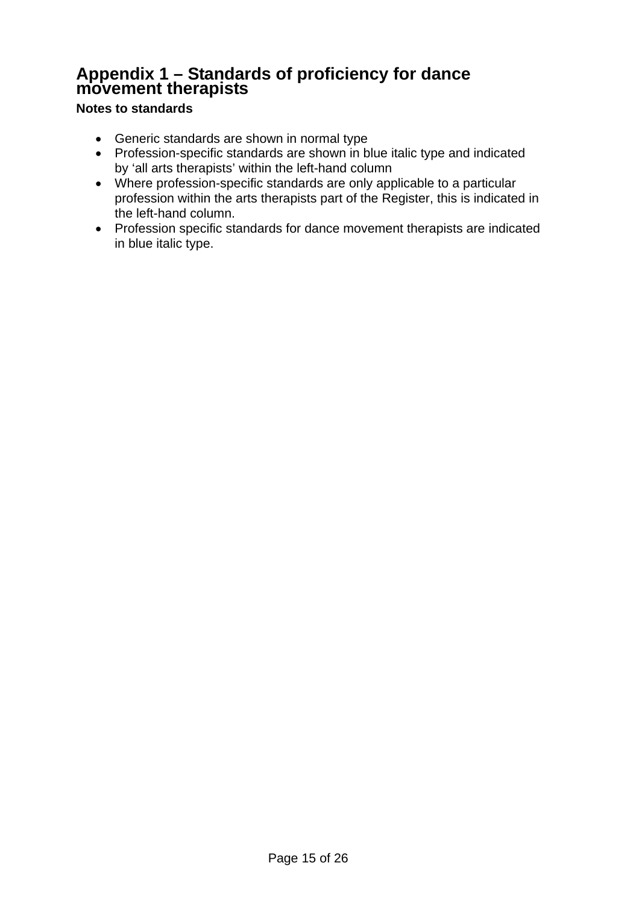# Appendix 1 – Standards of proficiency for dance movement therapists

**Notes to standards**

- Generic standards are shown in normal type
- Profession-specific standards are shown in blue italic type and indicated by 'all arts therapists' within the left-hand column
- Where profession-specific standards are only applicable to a particular profession within the arts therapists part of the Register, this is indicated in the left-hand column.
- Profession specific standards for dance movement therapists are indicated in blue italic type.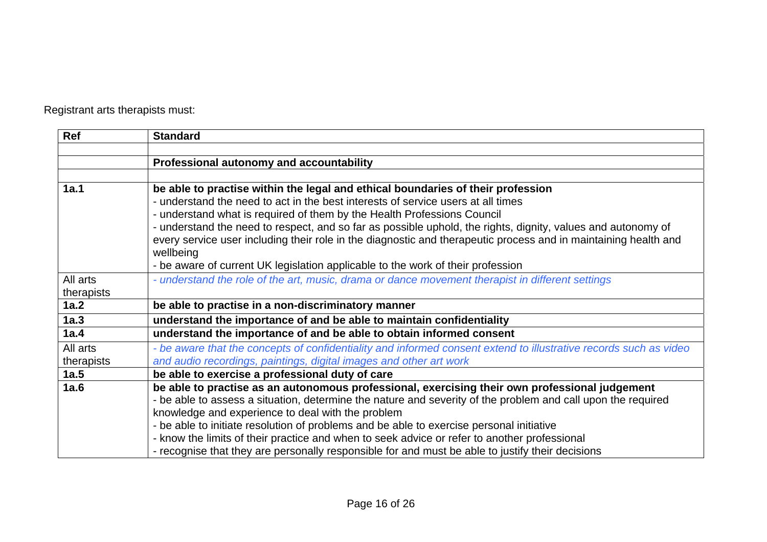Registrant arts therapists must:

| Ref | Standard |
|---|---|
| | |
| | **Professional autonomy and accountability** |
| | |
| **1a.1** | **be able to practise within the legal and ethical boundaries of their profession**<br>- understand the need to act in the best interests of service users at all times<br>- understand what is required of them by the Health Professions Council<br>- understand the need to respect, and so far as possible uphold, the rights, dignity, values and autonomy of every service user including their role in the diagnostic and therapeutic process and in maintaining health and wellbeing<br>- be aware of current UK legislation applicable to the work of their profession |
| All arts therapists | *- understand the role of the art, music, drama or dance movement therapist in different settings* |
| **1a.2** | **be able to practise in a non-discriminatory manner** |
| **1a.3** | **understand the importance of and be able to maintain confidentiality** |
| **1a.4** | **understand the importance of and be able to obtain informed consent** |
| All arts therapists | *- be aware that the concepts of confidentiality and informed consent extend to illustrative records such as video and audio recordings, paintings, digital images and other art work* |
| **1a.5** | **be able to exercise a professional duty of care** |
| **1a.6** | **be able to practise as an autonomous professional, exercising their own professional judgement**<br>- be able to assess a situation, determine the nature and severity of the problem and call upon the required knowledge and experience to deal with the problem<br>- be able to initiate resolution of problems and be able to exercise personal initiative<br>- know the limits of their practice and when to seek advice or refer to another professional<br>- recognise that they are personally responsible for and must be able to justify their decisions |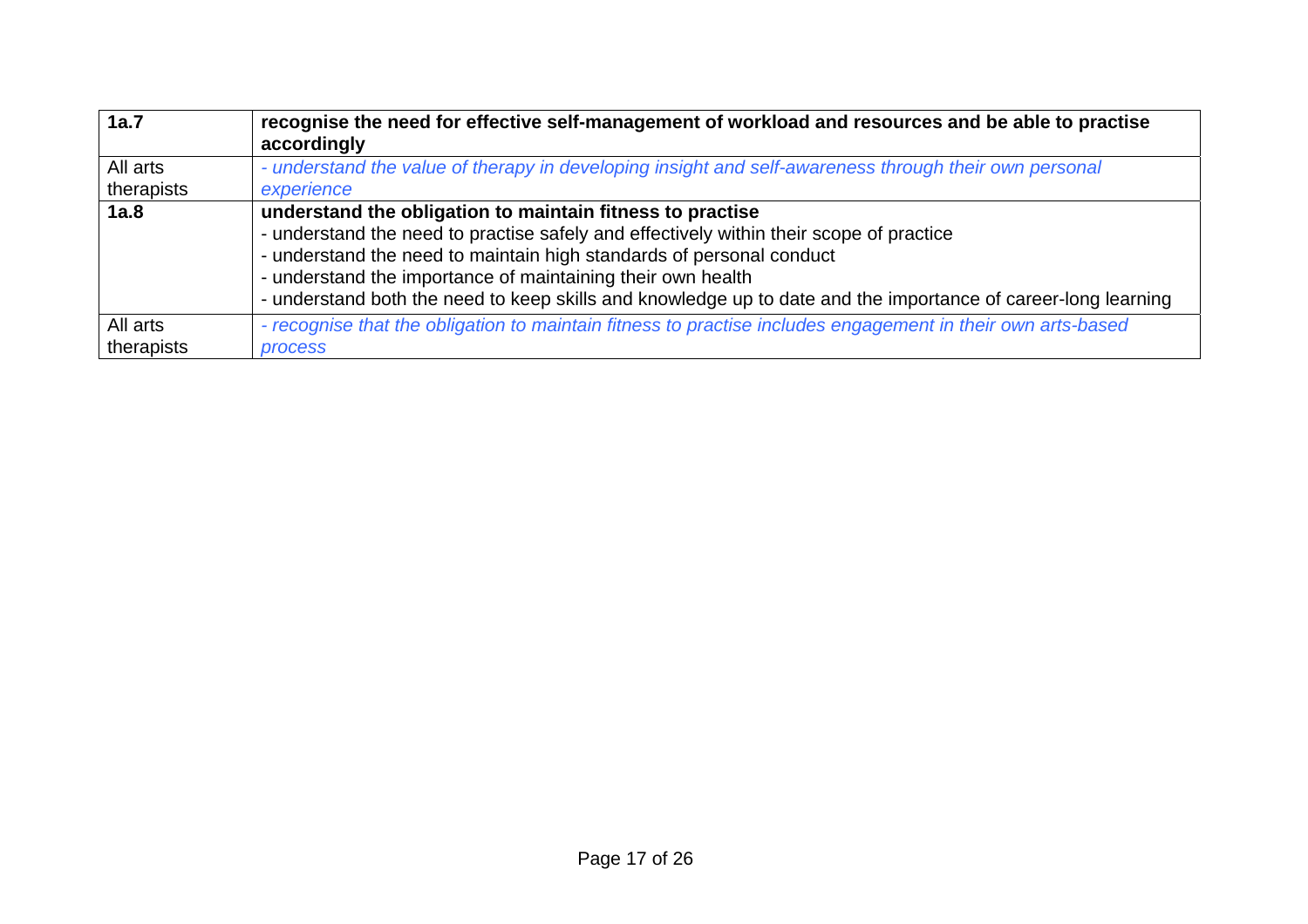| | |
|---|---|
| **1a.7** | **recognise the need for effective self-management of workload and resources and be able to practise accordingly** |
| All arts therapists | *- understand the value of therapy in developing insight and self-awareness through their own personal experience* |
| **1a.8** | **understand the obligation to maintain fitness to practise**<br>- understand the need to practise safely and effectively within their scope of practice<br>- understand the need to maintain high standards of personal conduct<br>- understand the importance of maintaining their own health<br>- understand both the need to keep skills and knowledge up to date and the importance of career-long learning |
| All arts therapists | *- recognise that the obligation to maintain fitness to practise includes engagement in their own arts-based process* |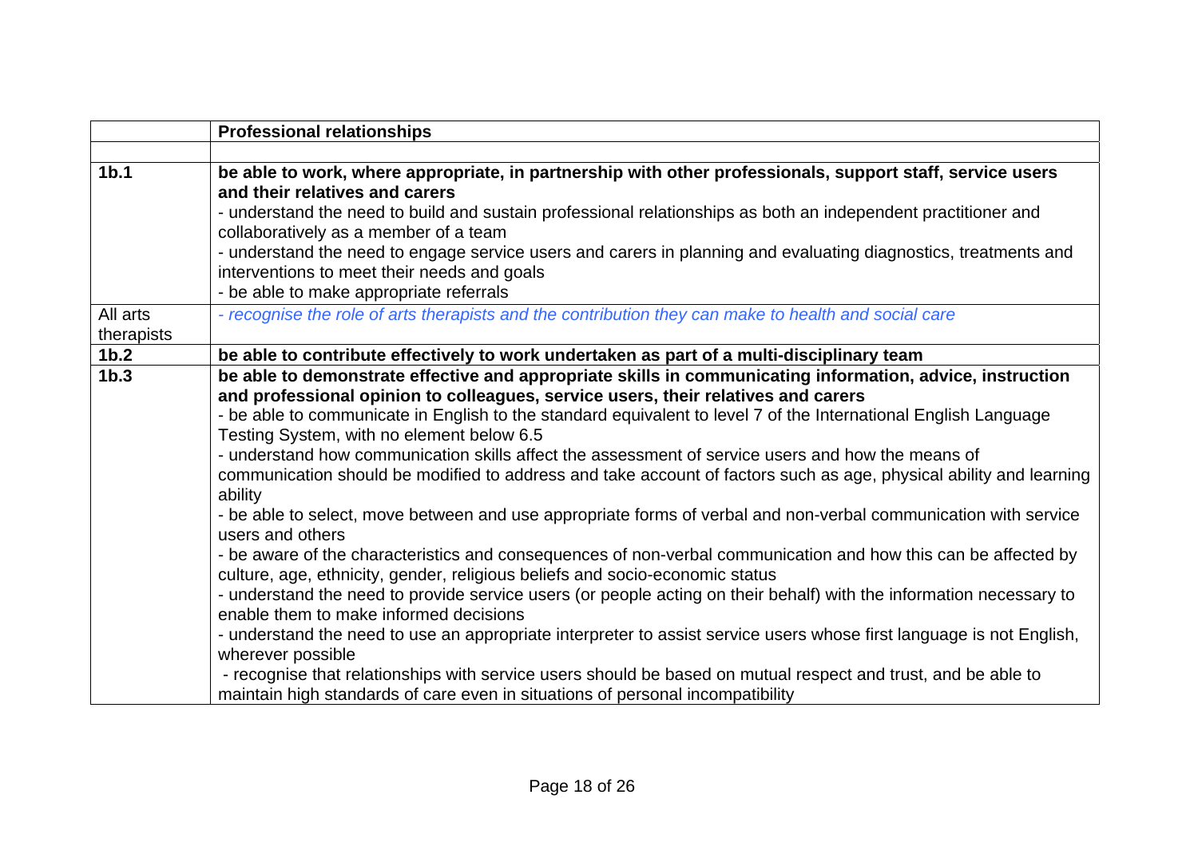|  | **Professional relationships** |
|---|---|
|  |  |
| **1b.1** | **be able to work, where appropriate, in partnership with other professionals, support staff, service users and their relatives and carers**<br>- understand the need to build and sustain professional relationships as both an independent practitioner and collaboratively as a member of a team<br>- understand the need to engage service users and carers in planning and evaluating diagnostics, treatments and interventions to meet their needs and goals<br>- be able to make appropriate referrals |
| All arts therapists | *- recognise the role of arts therapists and the contribution they can make to health and social care* |
| **1b.2** | **be able to contribute effectively to work undertaken as part of a multi-disciplinary team** |
| **1b.3** | **be able to demonstrate effective and appropriate skills in communicating information, advice, instruction and professional opinion to colleagues, service users, their relatives and carers**<br>- be able to communicate in English to the standard equivalent to level 7 of the International English Language Testing System, with no element below 6.5<br>- understand how communication skills affect the assessment of service users and how the means of communication should be modified to address and take account of factors such as age, physical ability and learning ability<br>- be able to select, move between and use appropriate forms of verbal and non-verbal communication with service users and others<br>- be aware of the characteristics and consequences of non-verbal communication and how this can be affected by culture, age, ethnicity, gender, religious beliefs and socio-economic status<br>- understand the need to provide service users (or people acting on their behalf) with the information necessary to enable them to make informed decisions<br>- understand the need to use an appropriate interpreter to assist service users whose first language is not English, wherever possible<br>- recognise that relationships with service users should be based on mutual respect and trust, and be able to maintain high standards of care even in situations of personal incompatibility |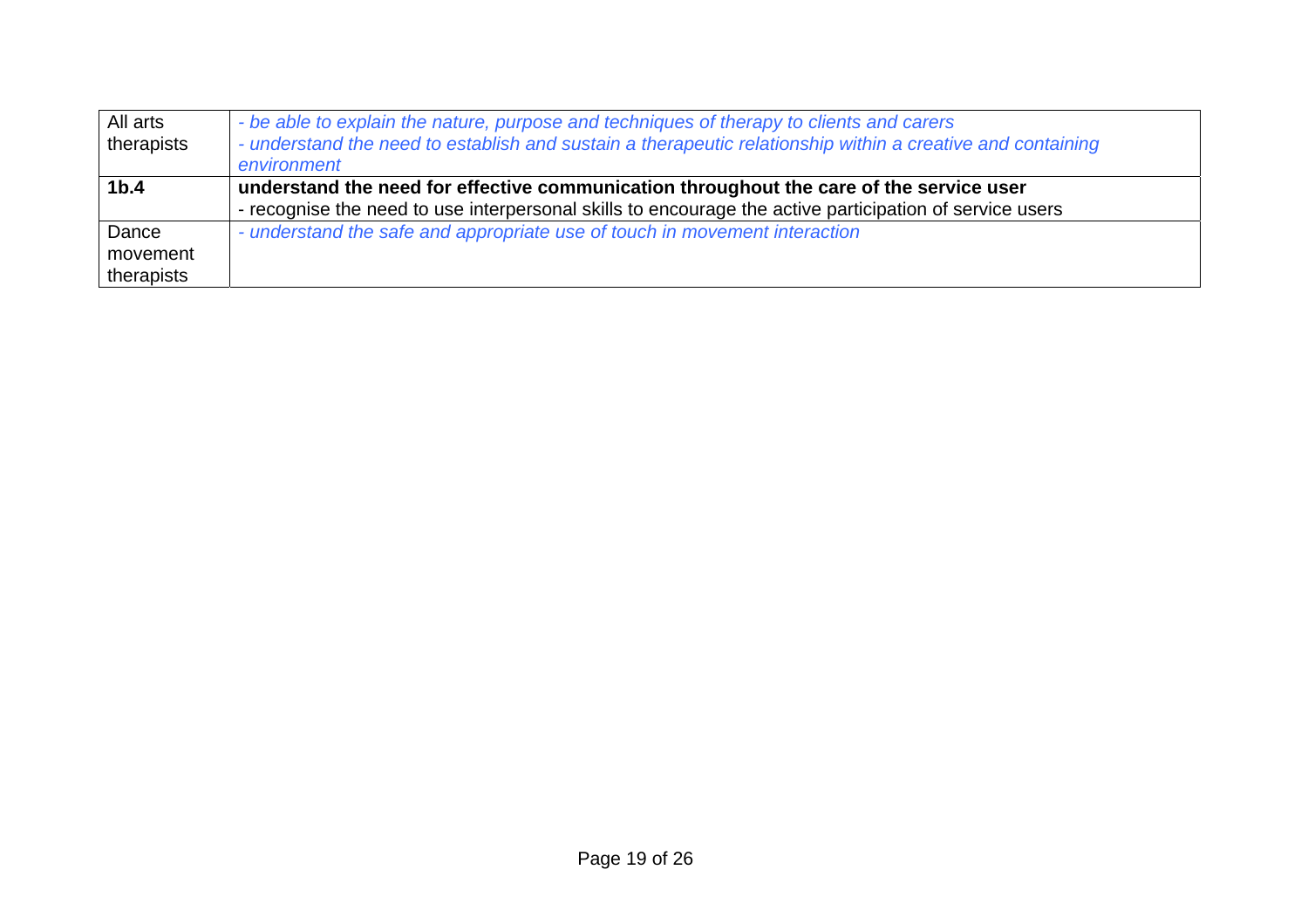| | |
|---|---|
| All arts therapists | *- be able to explain the nature, purpose and techniques of therapy to clients and carers*<br>*- understand the need to establish and sustain a therapeutic relationship within a creative and containing environment* |
| **1b.4** | **understand the need for effective communication throughout the care of the service user**<br>- recognise the need to use interpersonal skills to encourage the active participation of service users |
| Dance movement therapists | *- understand the safe and appropriate use of touch in movement interaction* |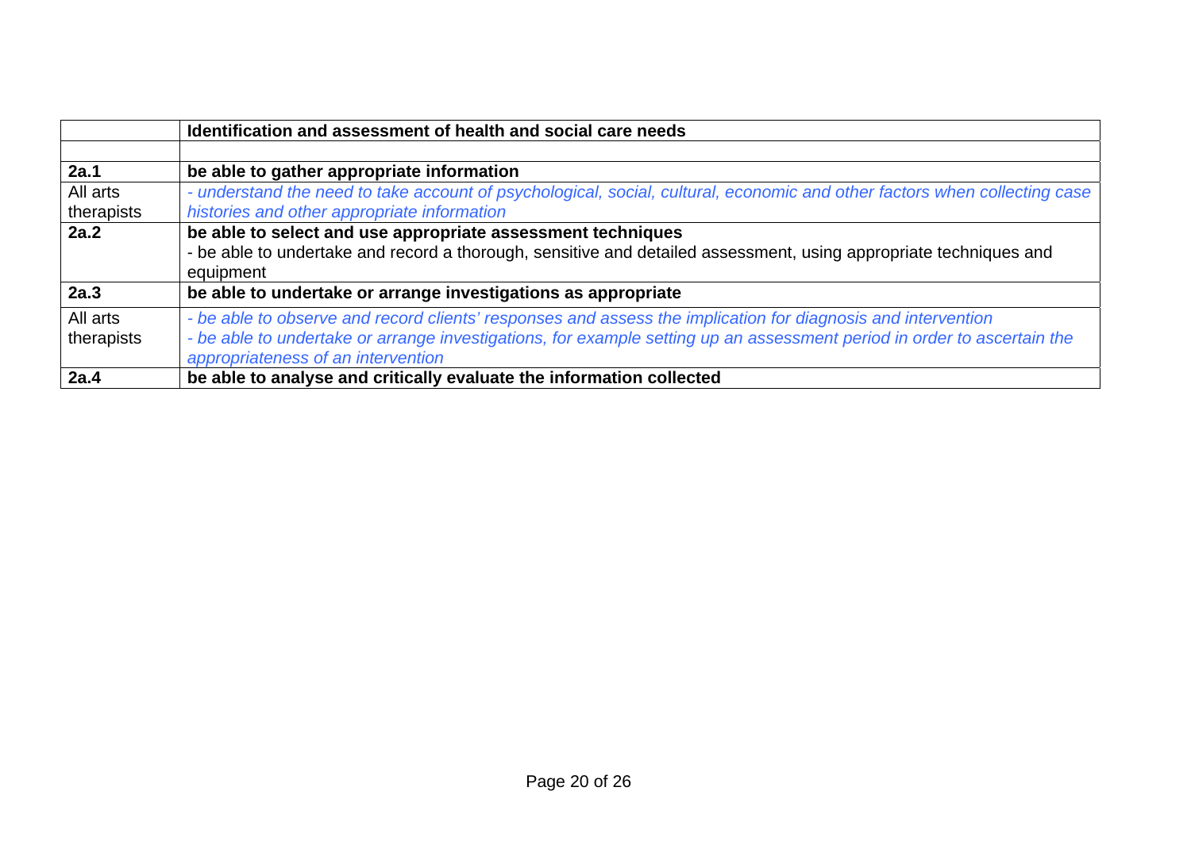| | **Identification and assessment of health and social care needs** |
|---|---|
| | |
| **2a.1** | **be able to gather appropriate information** |
| All arts therapists | *- understand the need to take account of psychological, social, cultural, economic and other factors when collecting case histories and other appropriate information* |
| **2a.2** | **be able to select and use appropriate assessment techniques**<br>- be able to undertake and record a thorough, sensitive and detailed assessment, using appropriate techniques and equipment |
| **2a.3** | **be able to undertake or arrange investigations as appropriate** |
| All arts therapists | *- be able to observe and record clients' responses and assess the implication for diagnosis and intervention*<br>*- be able to undertake or arrange investigations, for example setting up an assessment period in order to ascertain the appropriateness of an intervention* |
| **2a.4** | **be able to analyse and critically evaluate the information collected** |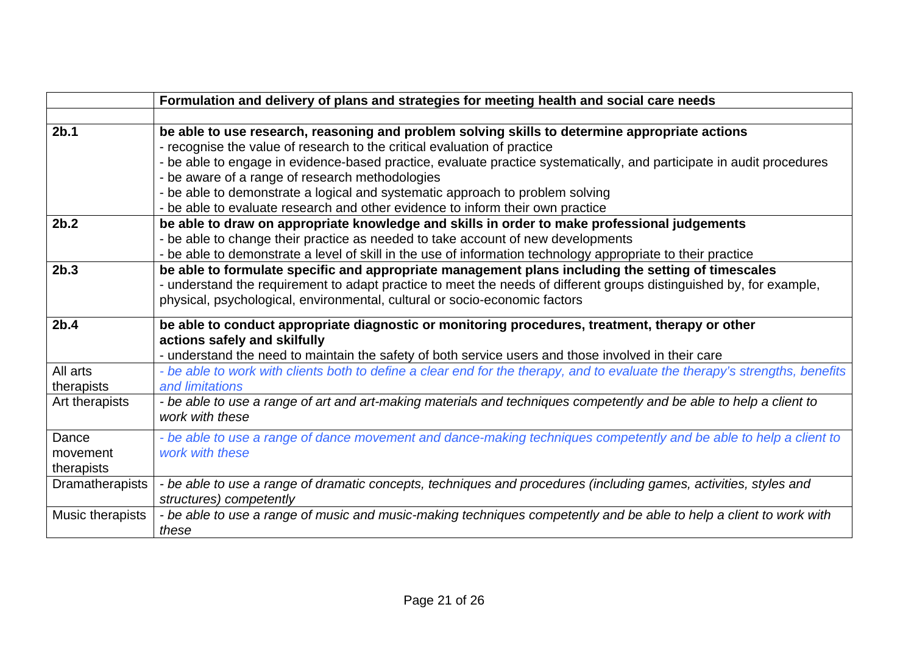| | **Formulation and delivery of plans and strategies for meeting health and social care needs** |
|---|---|
| | |
| **2b.1** | **be able to use research, reasoning and problem solving skills to determine appropriate actions**<br>- recognise the value of research to the critical evaluation of practice<br>- be able to engage in evidence-based practice, evaluate practice systematically, and participate in audit procedures<br>- be aware of a range of research methodologies<br>- be able to demonstrate a logical and systematic approach to problem solving<br>- be able to evaluate research and other evidence to inform their own practice |
| **2b.2** | **be able to draw on appropriate knowledge and skills in order to make professional judgements**<br>- be able to change their practice as needed to take account of new developments<br>- be able to demonstrate a level of skill in the use of information technology appropriate to their practice |
| **2b.3** | **be able to formulate specific and appropriate management plans including the setting of timescales**<br>- understand the requirement to adapt practice to meet the needs of different groups distinguished by, for example, physical, psychological, environmental, cultural or socio-economic factors |
| **2b.4** | **be able to conduct appropriate diagnostic or monitoring procedures, treatment, therapy or other actions safely and skilfully**<br>- understand the need to maintain the safety of both service users and those involved in their care |
| All arts therapists | *- be able to work with clients both to define a clear end for the therapy, and to evaluate the therapy's strengths, benefits and limitations* |
| Art therapists | *- be able to use a range of art and art-making materials and techniques competently and be able to help a client to work with these* |
| Dance movement therapists | *- be able to use a range of dance movement and dance-making techniques competently and be able to help a client to work with these* |
| Dramatherapists | *- be able to use a range of dramatic concepts, techniques and procedures (including games, activities, styles and structures) competently* |
| Music therapists | *- be able to use a range of music and music-making techniques competently and be able to help a client to work with these* |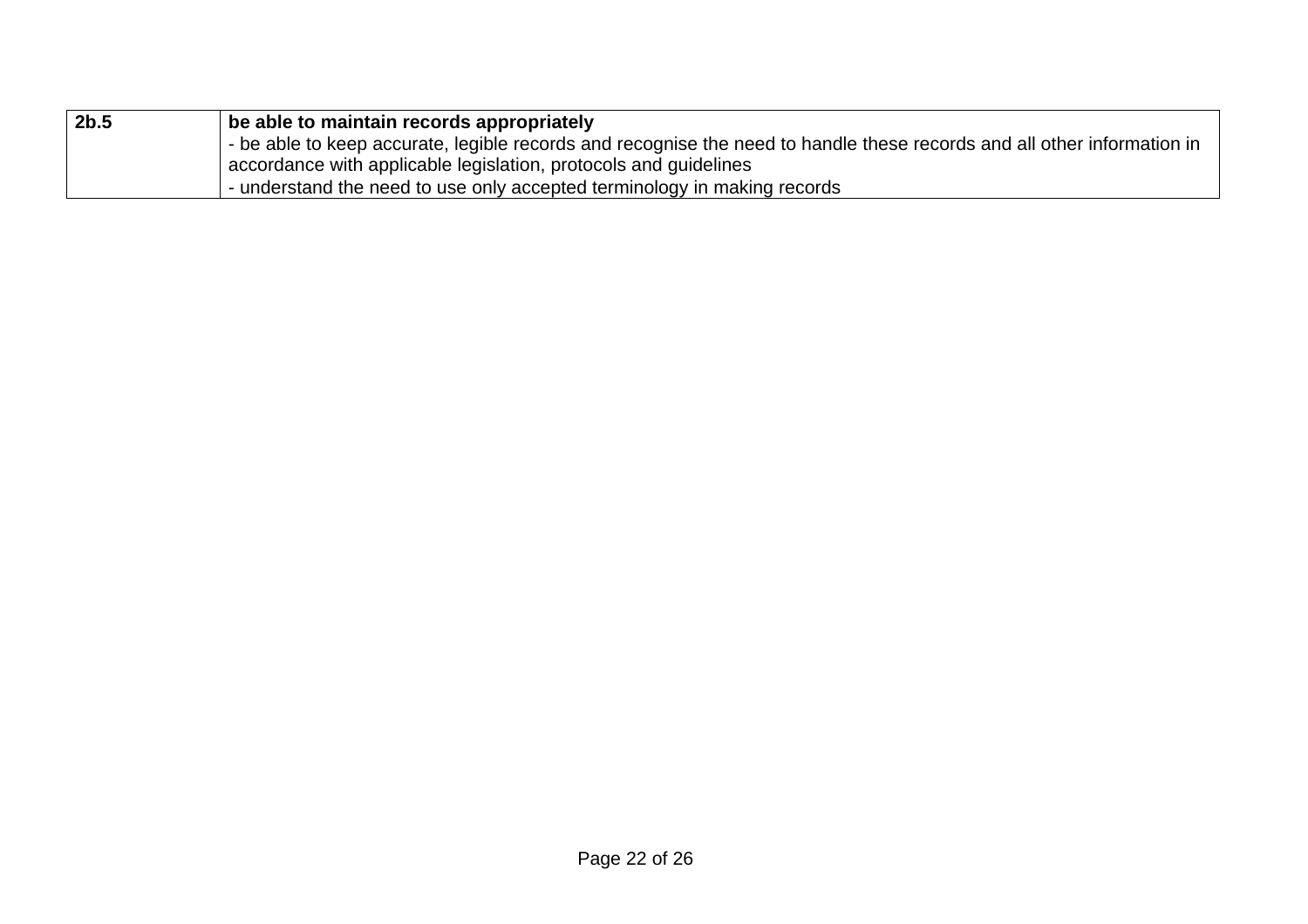| | |
|---|---|
| **2b.5** | **be able to maintain records appropriately**<br>- be able to keep accurate, legible records and recognise the need to handle these records and all other information in accordance with applicable legislation, protocols and guidelines<br>- understand the need to use only accepted terminology in making records |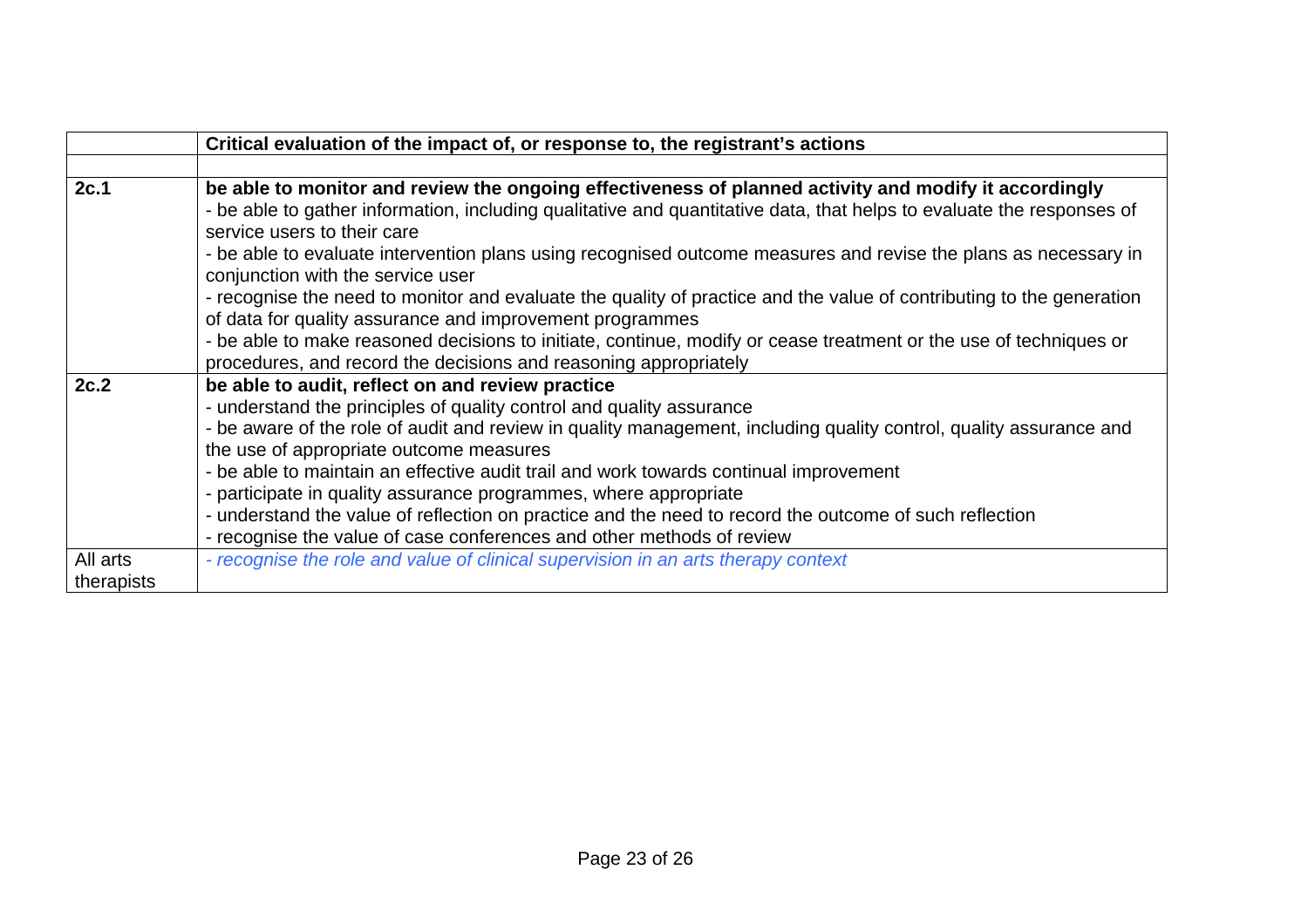| | **Critical evaluation of the impact of, or response to, the registrant's actions** |
|---|---|
| | |
| **2c.1** | **be able to monitor and review the ongoing effectiveness of planned activity and modify it accordingly**<br>- be able to gather information, including qualitative and quantitative data, that helps to evaluate the responses of service users to their care<br>- be able to evaluate intervention plans using recognised outcome measures and revise the plans as necessary in conjunction with the service user<br>- recognise the need to monitor and evaluate the quality of practice and the value of contributing to the generation of data for quality assurance and improvement programmes<br>- be able to make reasoned decisions to initiate, continue, modify or cease treatment or the use of techniques or procedures, and record the decisions and reasoning appropriately |
| **2c.2** | **be able to audit, reflect on and review practice**<br>- understand the principles of quality control and quality assurance<br>- be aware of the role of audit and review in quality management, including quality control, quality assurance and the use of appropriate outcome measures<br>- be able to maintain an effective audit trail and work towards continual improvement<br>- participate in quality assurance programmes, where appropriate<br>- understand the value of reflection on practice and the need to record the outcome of such reflection<br>- recognise the value of case conferences and other methods of review |
| All arts therapists | *- recognise the role and value of clinical supervision in an arts therapy context* |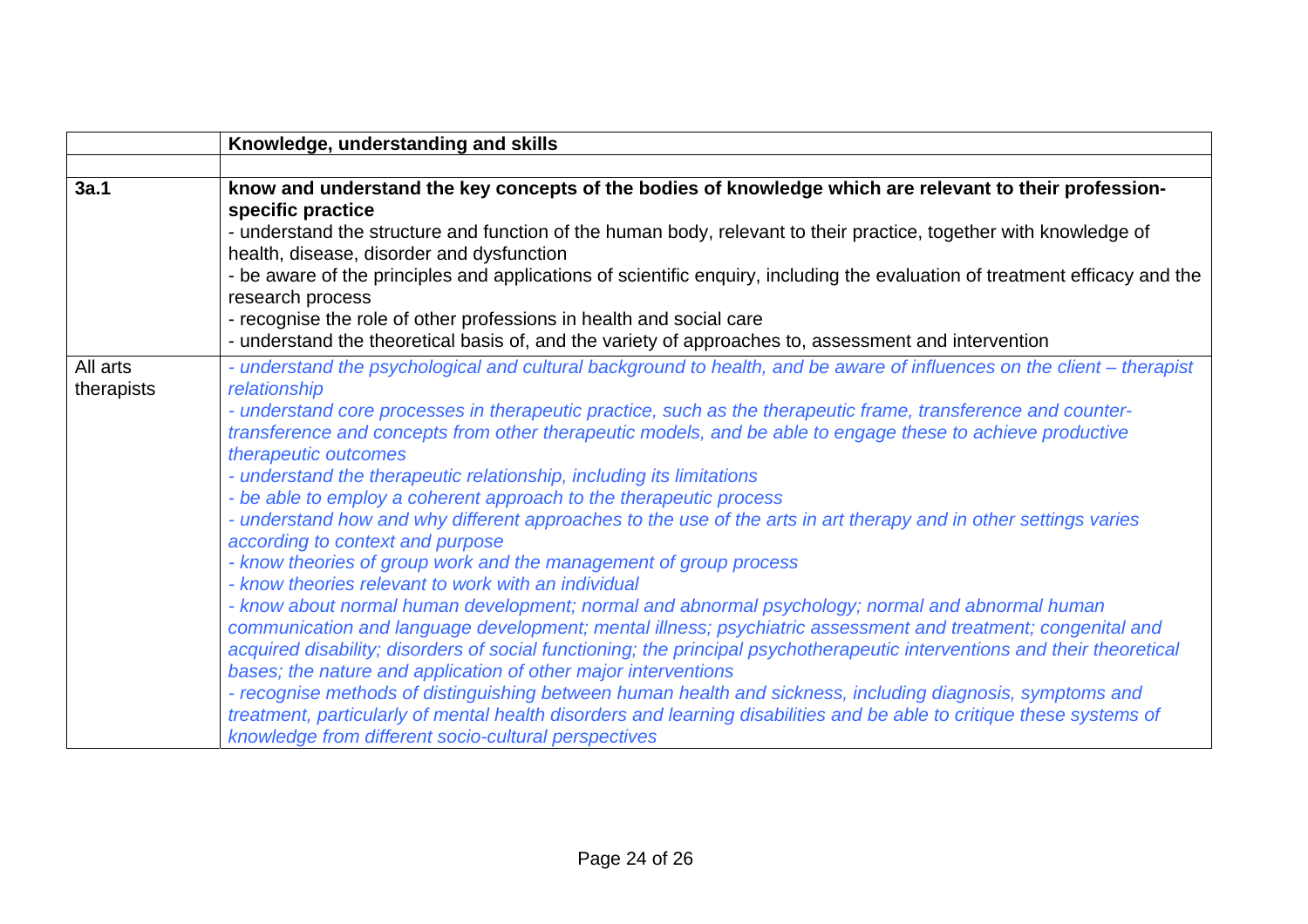| | **Knowledge, understanding and skills** |
|---|---|
| | |
| **3a.1** | **know and understand the key concepts of the bodies of knowledge which are relevant to their profession-specific practice**<br>- understand the structure and function of the human body, relevant to their practice, together with knowledge of health, disease, disorder and dysfunction<br>- be aware of the principles and applications of scientific enquiry, including the evaluation of treatment efficacy and the research process<br>- recognise the role of other professions in health and social care<br>- understand the theoretical basis of, and the variety of approaches to, assessment and intervention |
| All arts therapists | *- understand the psychological and cultural background to health, and be aware of influences on the client – therapist relationship*<br>*- understand core processes in therapeutic practice, such as the therapeutic frame, transference and counter-transference and concepts from other therapeutic models, and be able to engage these to achieve productive therapeutic outcomes*<br>*- understand the therapeutic relationship, including its limitations*<br>*- be able to employ a coherent approach to the therapeutic process*<br>*- understand how and why different approaches to the use of the arts in art therapy and in other settings varies according to context and purpose*<br>*- know theories of group work and the management of group process*<br>*- know theories relevant to work with an individual*<br>*- know about normal human development; normal and abnormal psychology; normal and abnormal human communication and language development; mental illness; psychiatric assessment and treatment; congenital and acquired disability; disorders of social functioning; the principal psychotherapeutic interventions and their theoretical bases; the nature and application of other major interventions*<br>*- recognise methods of distinguishing between human health and sickness, including diagnosis, symptoms and treatment, particularly of mental health disorders and learning disabilities and be able to critique these systems of knowledge from different socio-cultural perspectives* |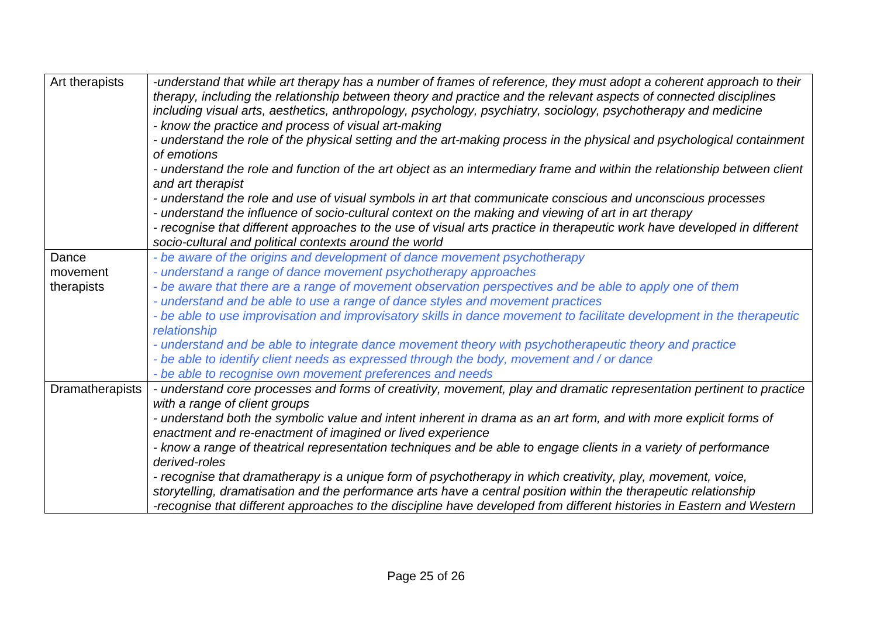| | |
|---|---|
| Art therapists | *-understand that while art therapy has a number of frames of reference, they must adopt a coherent approach to their therapy, including the relationship between theory and practice and the relevant aspects of connected disciplines including visual arts, aesthetics, anthropology, psychology, psychiatry, sociology, psychotherapy and medicine*<br>*- know the practice and process of visual art-making*<br>*- understand the role of the physical setting and the art-making process in the physical and psychological containment of emotions*<br>*- understand the role and function of the art object as an intermediary frame and within the relationship between client and art therapist*<br>*- understand the role and use of visual symbols in art that communicate conscious and unconscious processes*<br>*- understand the influence of socio-cultural context on the making and viewing of art in art therapy*<br>*- recognise that different approaches to the use of visual arts practice in therapeutic work have developed in different socio-cultural and political contexts around the world* |
| Dance movement therapists | *- be aware of the origins and development of dance movement psychotherapy*<br>*- understand a range of dance movement psychotherapy approaches*<br>*- be aware that there are a range of movement observation perspectives and be able to apply one of them*<br>*- understand and be able to use a range of dance styles and movement practices*<br>*- be able to use improvisation and improvisatory skills in dance movement to facilitate development in the therapeutic relationship*<br>*- understand and be able to integrate dance movement theory with psychotherapeutic theory and practice*<br>*- be able to identify client needs as expressed through the body, movement and / or dance*<br>*- be able to recognise own movement preferences and needs* |
| Dramatherapists | *- understand core processes and forms of creativity, movement, play and dramatic representation pertinent to practice with a range of client groups*<br>*- understand both the symbolic value and intent inherent in drama as an art form, and with more explicit forms of enactment and re-enactment of imagined or lived experience*<br>*- know a range of theatrical representation techniques and be able to engage clients in a variety of performance derived-roles*<br>*- recognise that dramatherapy is a unique form of psychotherapy in which creativity, play, movement, voice, storytelling, dramatisation and the performance arts have a central position within the therapeutic relationship*<br>*-recognise that different approaches to the discipline have developed from different histories in Eastern and Western* |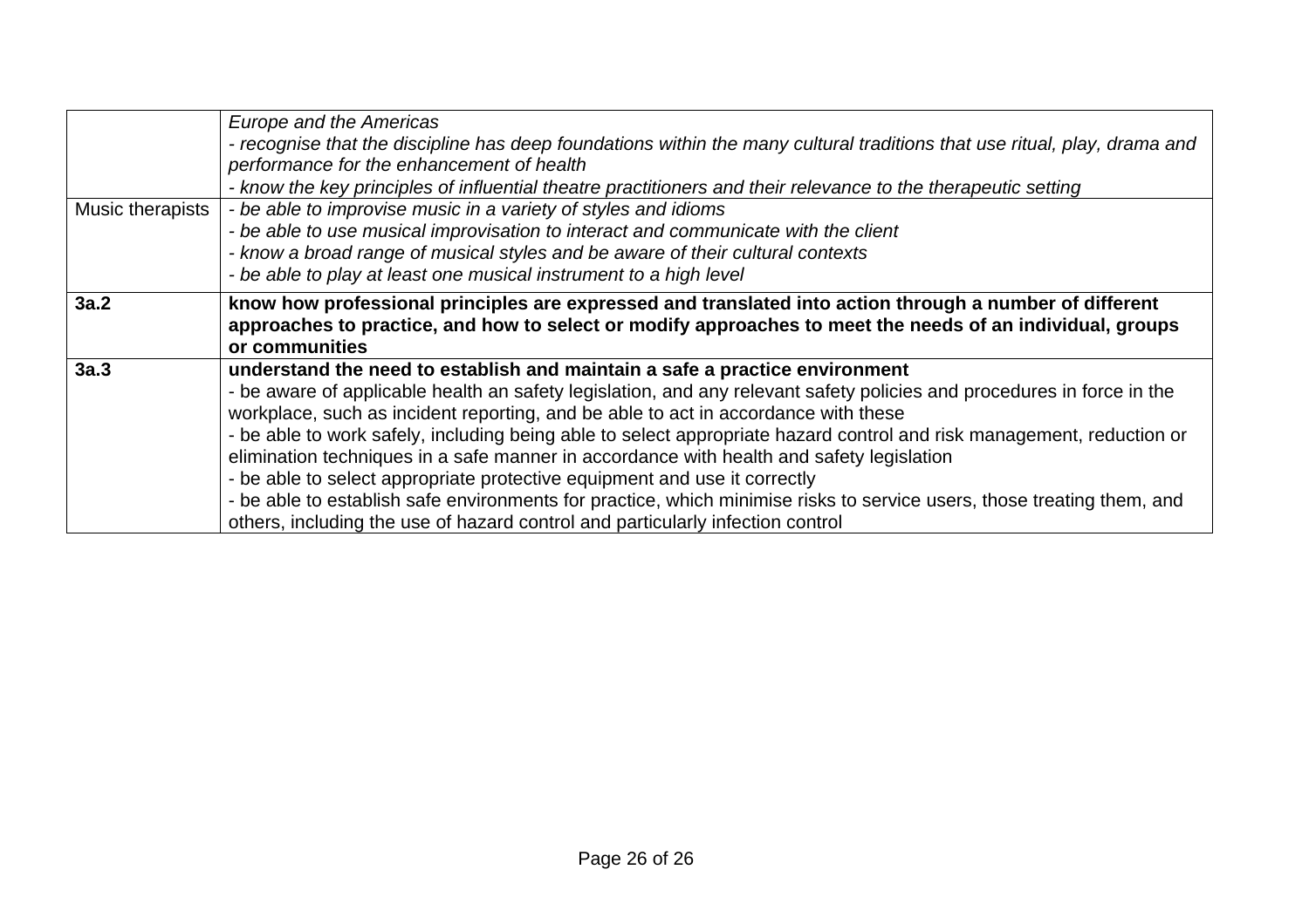| | |
|---|---|
| | *Europe and the Americas*<br>*- recognise that the discipline has deep foundations within the many cultural traditions that use ritual, play, drama and performance for the enhancement of health*<br>*- know the key principles of influential theatre practitioners and their relevance to the therapeutic setting* |
| Music therapists | *- be able to improvise music in a variety of styles and idioms*<br>*- be able to use musical improvisation to interact and communicate with the client*<br>*- know a broad range of musical styles and be aware of their cultural contexts*<br>*- be able to play at least one musical instrument to a high level* |
| **3a.2** | **know how professional principles are expressed and translated into action through a number of different approaches to practice, and how to select or modify approaches to meet the needs of an individual, groups or communities** |
| **3a.3** | **understand the need to establish and maintain a safe a practice environment**<br>- be aware of applicable health an safety legislation, and any relevant safety policies and procedures in force in the workplace, such as incident reporting, and be able to act in accordance with these<br>- be able to work safely, including being able to select appropriate hazard control and risk management, reduction or elimination techniques in a safe manner in accordance with health and safety legislation<br>- be able to select appropriate protective equipment and use it correctly<br>- be able to establish safe environments for practice, which minimise risks to service users, those treating them, and others, including the use of hazard control and particularly infection control |